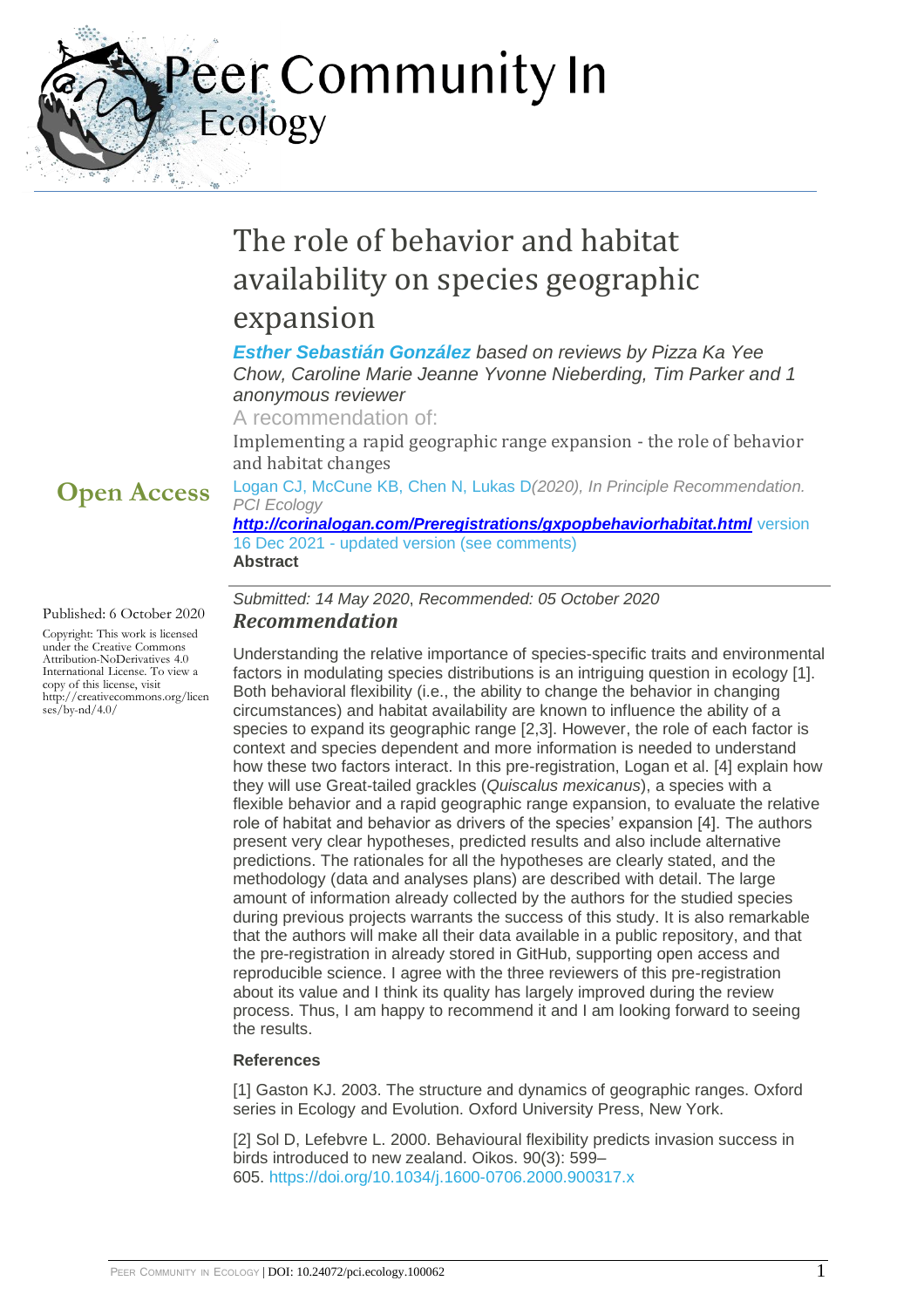# The role of behavior and habitat availability on species geographic expansion

***Esther Sebastián González*** *based on reviews by Pizza Ka Yee Chow, Caroline Marie Jeanne Yvonne Nieberding, Tim Parker and 1 anonymous reviewer*

A recommendation of:

Implementing a rapid geographic range expansion - the role of behavior and habitat changes

Logan CJ, McCune KB, Chen N, Lukas D*(2020), In Principle Recommendation. PCI Ecology*

***http://corinalogan.com/Preregistrations/gxpopbehaviorhabitat.html*** version 16 Dec 2021 - updated version (see comments)

**Abstract**

**Open Access**

Published: 6 October 2020

Copyright: This work is licensed under the Creative Commons Attribution-NoDerivatives 4.0 International License. To view a copy of this license, visit http://creativecommons.org/licenses/by-nd/4.0/

*Submitted: 14 May 2020*, *Recommended: 05 October 2020*

## *Recommendation*

Understanding the relative importance of species-specific traits and environmental factors in modulating species distributions is an intriguing question in ecology [1]. Both behavioral flexibility (i.e., the ability to change the behavior in changing circumstances) and habitat availability are known to influence the ability of a species to expand its geographic range [2,3]. However, the role of each factor is context and species dependent and more information is needed to understand how these two factors interact. In this pre-registration, Logan et al. [4] explain how they will use Great-tailed grackles (*Quiscalus mexicanus*), a species with a flexible behavior and a rapid geographic range expansion, to evaluate the relative role of habitat and behavior as drivers of the species' expansion [4]. The authors present very clear hypotheses, predicted results and also include alternative predictions. The rationales for all the hypotheses are clearly stated, and the methodology (data and analyses plans) are described with detail. The large amount of information already collected by the authors for the studied species during previous projects warrants the success of this study. It is also remarkable that the authors will make all their data available in a public repository, and that the pre-registration in already stored in GitHub, supporting open access and reproducible science. I agree with the three reviewers of this pre-registration about its value and I think its quality has largely improved during the review process. Thus, I am happy to recommend it and I am looking forward to seeing the results.

**References**

[1] Gaston KJ. 2003. The structure and dynamics of geographic ranges. Oxford series in Ecology and Evolution. Oxford University Press, New York.

[2] Sol D, Lefebvre L. 2000. Behavioural flexibility predicts invasion success in birds introduced to new zealand. Oikos. 90(3): 599–605. https://doi.org/10.1034/j.1600-0706.2000.900317.x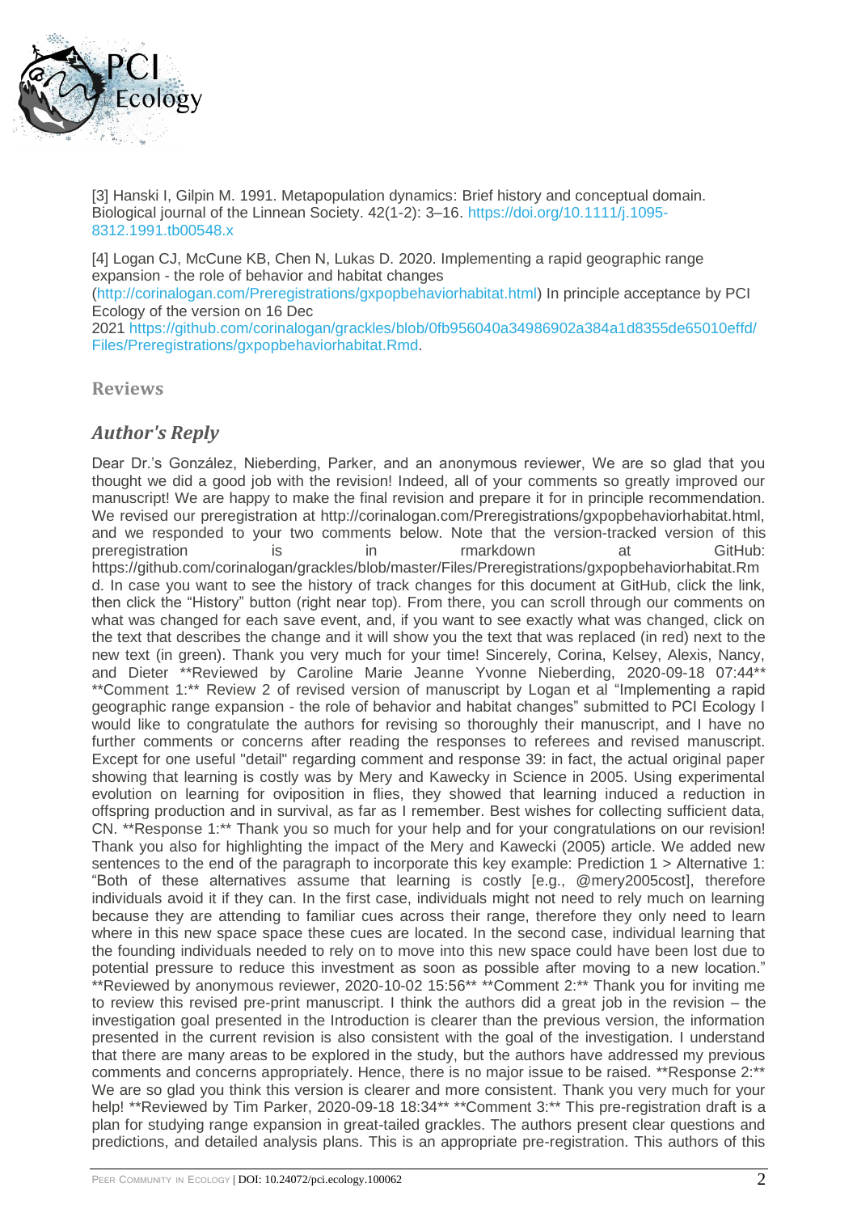[3] Hanski I, Gilpin M. 1991. Metapopulation dynamics: Brief history and conceptual domain. Biological journal of the Linnean Society. 42(1-2): 3–16. https://doi.org/10.1111/j.1095-8312.1991.tb00548.x

[4] Logan CJ, McCune KB, Chen N, Lukas D. 2020. Implementing a rapid geographic range expansion - the role of behavior and habitat changes (http://corinalogan.com/Preregistrations/gxpopbehaviorhabitat.html) In principle acceptance by PCI Ecology of the version on 16 Dec 2021 https://github.com/corinalogan/grackles/blob/0fb956040a34986902a384a1d8355de65010effd/Files/Preregistrations/gxpopbehaviorhabitat.Rmd.

## Reviews

### *Author's Reply*

Dear Dr.'s González, Nieberding, Parker, and an anonymous reviewer, We are so glad that you thought we did a good job with the revision! Indeed, all of your comments so greatly improved our manuscript! We are happy to make the final revision and prepare it for in principle recommendation. We revised our preregistration at http://corinalogan.com/Preregistrations/gxpopbehaviorhabitat.html, and we responded to your two comments below. Note that the version-tracked version of this preregistration is in rmarkdown at GitHub: https://github.com/corinalogan/grackles/blob/master/Files/Preregistrations/gxpopbehaviorhabitat.Rmd. In case you want to see the history of track changes for this document at GitHub, click the link, then click the "History" button (right near top). From there, you can scroll through our comments on what was changed for each save event, and, if you want to see exactly what was changed, click on the text that describes the change and it will show you the text that was replaced (in red) next to the new text (in green). Thank you very much for your time! Sincerely, Corina, Kelsey, Alexis, Nancy, and Dieter **Reviewed by Caroline Marie Jeanne Yvonne Nieberding, 2020-09-18 07:44** **Comment 1:** Review 2 of revised version of manuscript by Logan et al "Implementing a rapid geographic range expansion - the role of behavior and habitat changes" submitted to PCI Ecology I would like to congratulate the authors for revising so thoroughly their manuscript, and I have no further comments or concerns after reading the responses to referees and revised manuscript. Except for one useful "detail" regarding comment and response 39: in fact, the actual original paper showing that learning is costly was by Mery and Kawecky in Science in 2005. Using experimental evolution on learning for oviposition in flies, they showed that learning induced a reduction in offspring production and in survival, as far as I remember. Best wishes for collecting sufficient data, CN. **Response 1:** Thank you so much for your help and for your congratulations on our revision! Thank you also for highlighting the impact of the Mery and Kawecki (2005) article. We added new sentences to the end of the paragraph to incorporate this key example: Prediction 1 > Alternative 1: "Both of these alternatives assume that learning is costly [e.g., @mery2005cost], therefore individuals avoid it if they can. In the first case, individuals might not need to rely much on learning because they are attending to familiar cues across their range, therefore they only need to learn where in this new space space these cues are located. In the second case, individual learning that the founding individuals needed to rely on to move into this new space could have been lost due to potential pressure to reduce this investment as soon as possible after moving to a new location." **Reviewed by anonymous reviewer, 2020-10-02 15:56** **Comment 2:** Thank you for inviting me to review this revised pre-print manuscript. I think the authors did a great job in the revision – the investigation goal presented in the Introduction is clearer than the previous version, the information presented in the current revision is also consistent with the goal of the investigation. I understand that there are many areas to be explored in the study, but the authors have addressed my previous comments and concerns appropriately. Hence, there is no major issue to be raised. **Response 2:** We are so glad you think this version is clearer and more consistent. Thank you very much for your help! **Reviewed by Tim Parker, 2020-09-18 18:34** **Comment 3:** This pre-registration draft is a plan for studying range expansion in great-tailed grackles. The authors present clear questions and predictions, and detailed analysis plans. This is an appropriate pre-registration. This authors of this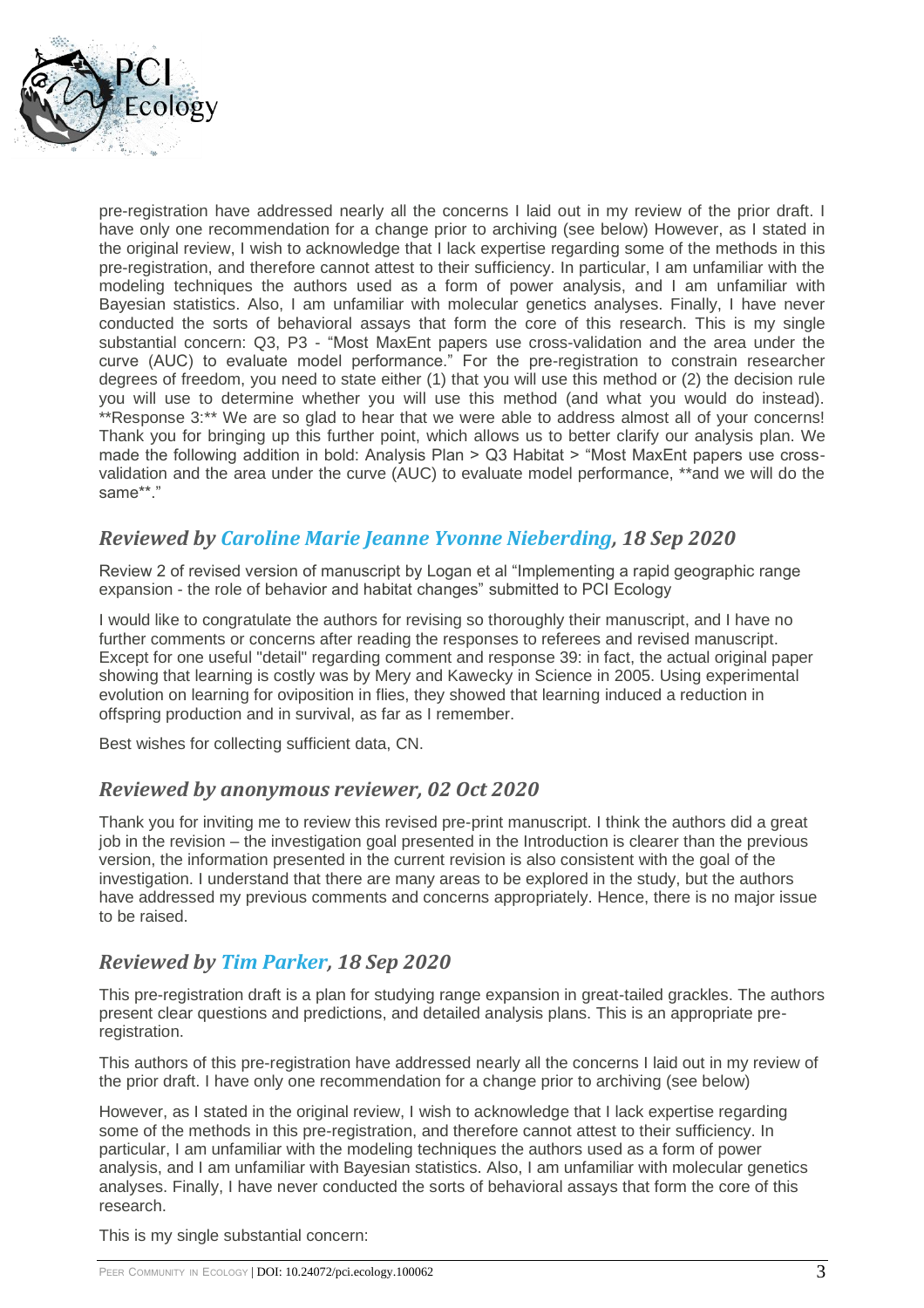pre-registration have addressed nearly all the concerns I laid out in my review of the prior draft. I have only one recommendation for a change prior to archiving (see below) However, as I stated in the original review, I wish to acknowledge that I lack expertise regarding some of the methods in this pre-registration, and therefore cannot attest to their sufficiency. In particular, I am unfamiliar with the modeling techniques the authors used as a form of power analysis, and I am unfamiliar with Bayesian statistics. Also, I am unfamiliar with molecular genetics analyses. Finally, I have never conducted the sorts of behavioral assays that form the core of this research. This is my single substantial concern: Q3, P3 - "Most MaxEnt papers use cross-validation and the area under the curve (AUC) to evaluate model performance." For the pre-registration to constrain researcher degrees of freedom, you need to state either (1) that you will use this method or (2) the decision rule you will use to determine whether you will use this method (and what you would do instead). **Response 3:** We are so glad to hear that we were able to address almost all of your concerns! Thank you for bringing up this further point, which allows us to better clarify our analysis plan. We made the following addition in bold: Analysis Plan > Q3 Habitat > "Most MaxEnt papers use cross-validation and the area under the curve (AUC) to evaluate model performance, **and we will do the same**."

## *Reviewed by Caroline Marie Jeanne Yvonne Nieberding, 18 Sep 2020*

Review 2 of revised version of manuscript by Logan et al "Implementing a rapid geographic range expansion - the role of behavior and habitat changes" submitted to PCI Ecology

I would like to congratulate the authors for revising so thoroughly their manuscript, and I have no further comments or concerns after reading the responses to referees and revised manuscript. Except for one useful "detail" regarding comment and response 39: in fact, the actual original paper showing that learning is costly was by Mery and Kawecky in Science in 2005. Using experimental evolution on learning for oviposition in flies, they showed that learning induced a reduction in offspring production and in survival, as far as I remember.

Best wishes for collecting sufficient data, CN.

## *Reviewed by anonymous reviewer, 02 Oct 2020*

Thank you for inviting me to review this revised pre-print manuscript. I think the authors did a great job in the revision – the investigation goal presented in the Introduction is clearer than the previous version, the information presented in the current revision is also consistent with the goal of the investigation. I understand that there are many areas to be explored in the study, but the authors have addressed my previous comments and concerns appropriately. Hence, there is no major issue to be raised.

## *Reviewed by Tim Parker, 18 Sep 2020*

This pre-registration draft is a plan for studying range expansion in great-tailed grackles. The authors present clear questions and predictions, and detailed analysis plans. This is an appropriate pre-registration.

This authors of this pre-registration have addressed nearly all the concerns I laid out in my review of the prior draft. I have only one recommendation for a change prior to archiving (see below)

However, as I stated in the original review, I wish to acknowledge that I lack expertise regarding some of the methods in this pre-registration, and therefore cannot attest to their sufficiency. In particular, I am unfamiliar with the modeling techniques the authors used as a form of power analysis, and I am unfamiliar with Bayesian statistics. Also, I am unfamiliar with molecular genetics analyses. Finally, I have never conducted the sorts of behavioral assays that form the core of this research.

This is my single substantial concern: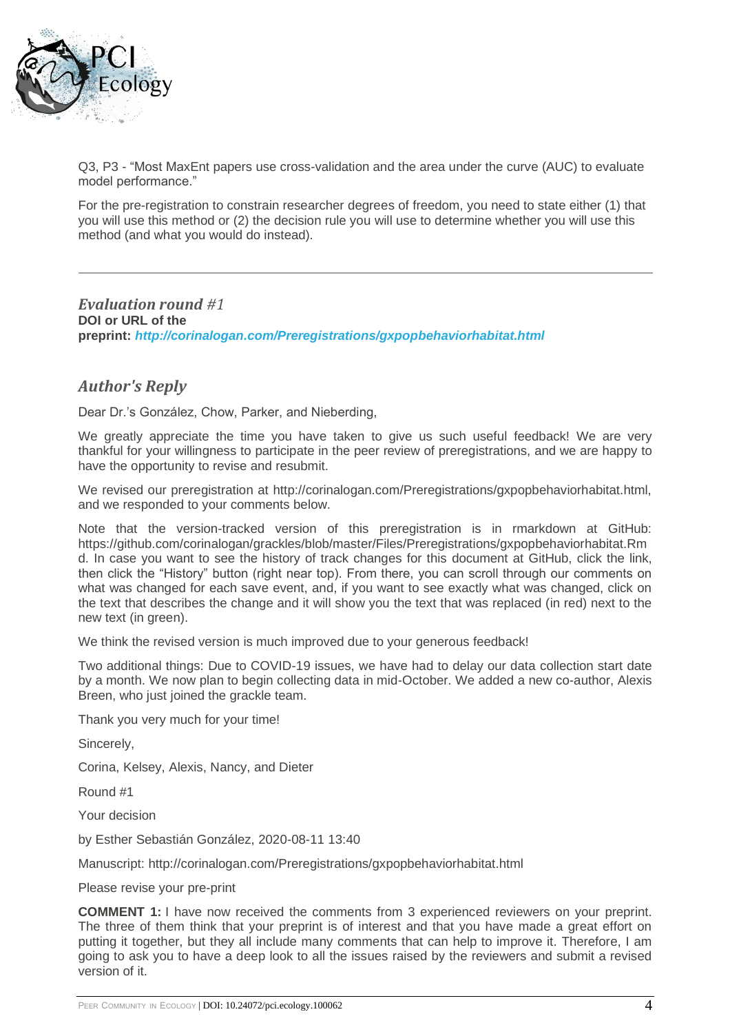Q3, P3 - "Most MaxEnt papers use cross-validation and the area under the curve (AUC) to evaluate model performance."

For the pre-registration to constrain researcher degrees of freedom, you need to state either (1) that you will use this method or (2) the decision rule you will use to determine whether you will use this method (and what you would do instead).

---

## *Evaluation round #1*

**DOI or URL of the preprint:** ***http://corinalogan.com/Preregistrations/gxpopbehaviorhabitat.html***

## *Author's Reply*

Dear Dr.'s González, Chow, Parker, and Nieberding,

We greatly appreciate the time you have taken to give us such useful feedback! We are very thankful for your willingness to participate in the peer review of preregistrations, and we are happy to have the opportunity to revise and resubmit.

We revised our preregistration at http://corinalogan.com/Preregistrations/gxpopbehaviorhabitat.html, and we responded to your comments below.

Note that the version-tracked version of this preregistration is in rmarkdown at GitHub: https://github.com/corinalogan/grackles/blob/master/Files/Preregistrations/gxpopbehaviorhabitat.Rmd. In case you want to see the history of track changes for this document at GitHub, click the link, then click the "History" button (right near top). From there, you can scroll through our comments on what was changed for each save event, and, if you want to see exactly what was changed, click on the text that describes the change and it will show you the text that was replaced (in red) next to the new text (in green).

We think the revised version is much improved due to your generous feedback!

Two additional things: Due to COVID-19 issues, we have had to delay our data collection start date by a month. We now plan to begin collecting data in mid-October. We added a new co-author, Alexis Breen, who just joined the grackle team.

Thank you very much for your time!

Sincerely,

Corina, Kelsey, Alexis, Nancy, and Dieter

Round #1

Your decision

by Esther Sebastián González, 2020-08-11 13:40

Manuscript: http://corinalogan.com/Preregistrations/gxpopbehaviorhabitat.html

Please revise your pre-print

**COMMENT 1:** I have now received the comments from 3 experienced reviewers on your preprint. The three of them think that your preprint is of interest and that you have made a great effort on putting it together, but they all include many comments that can help to improve it. Therefore, I am going to ask you to have a deep look to all the issues raised by the reviewers and submit a revised version of it.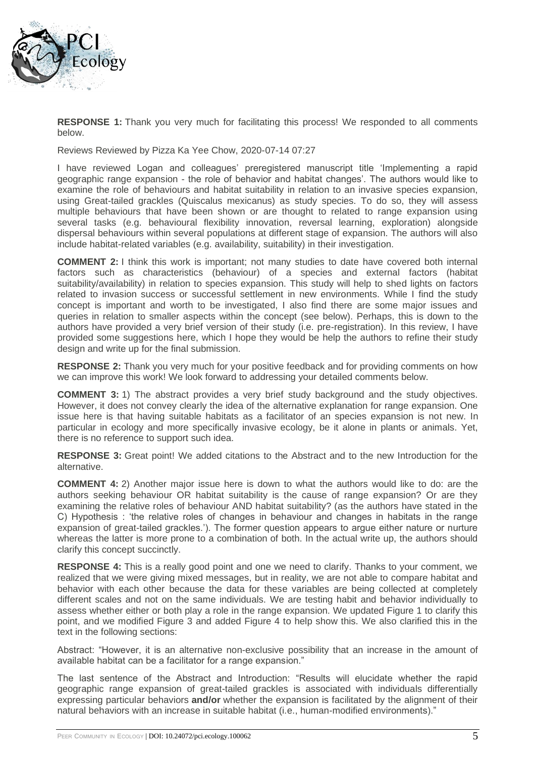**RESPONSE 1:** Thank you very much for facilitating this process! We responded to all comments below.

Reviews Reviewed by Pizza Ka Yee Chow, 2020-07-14 07:27

I have reviewed Logan and colleagues' preregistered manuscript title 'Implementing a rapid geographic range expansion - the role of behavior and habitat changes'. The authors would like to examine the role of behaviours and habitat suitability in relation to an invasive species expansion, using Great-tailed grackles (Quiscalus mexicanus) as study species. To do so, they will assess multiple behaviours that have been shown or are thought to related to range expansion using several tasks (e.g. behavioural flexibility innovation, reversal learning, exploration) alongside dispersal behaviours within several populations at different stage of expansion. The authors will also include habitat-related variables (e.g. availability, suitability) in their investigation.

**COMMENT 2:** I think this work is important; not many studies to date have covered both internal factors such as characteristics (behaviour) of a species and external factors (habitat suitability/availability) in relation to species expansion. This study will help to shed lights on factors related to invasion success or successful settlement in new environments. While I find the study concept is important and worth to be investigated, I also find there are some major issues and queries in relation to smaller aspects within the concept (see below). Perhaps, this is down to the authors have provided a very brief version of their study (i.e. pre-registration). In this review, I have provided some suggestions here, which I hope they would be help the authors to refine their study design and write up for the final submission.

**RESPONSE 2:** Thank you very much for your positive feedback and for providing comments on how we can improve this work! We look forward to addressing your detailed comments below.

**COMMENT 3:** 1) The abstract provides a very brief study background and the study objectives. However, it does not convey clearly the idea of the alternative explanation for range expansion. One issue here is that having suitable habitats as a facilitator of an species expansion is not new. In particular in ecology and more specifically invasive ecology, be it alone in plants or animals. Yet, there is no reference to support such idea.

**RESPONSE 3:** Great point! We added citations to the Abstract and to the new Introduction for the alternative.

**COMMENT 4:** 2) Another major issue here is down to what the authors would like to do: are the authors seeking behaviour OR habitat suitability is the cause of range expansion? Or are they examining the relative roles of behaviour AND habitat suitability? (as the authors have stated in the C) Hypothesis : 'the relative roles of changes in behaviour and changes in habitats in the range expansion of great-tailed grackles.'). The former question appears to argue either nature or nurture whereas the latter is more prone to a combination of both. In the actual write up, the authors should clarify this concept succinctly.

**RESPONSE 4:** This is a really good point and one we need to clarify. Thanks to your comment, we realized that we were giving mixed messages, but in reality, we are not able to compare habitat and behavior with each other because the data for these variables are being collected at completely different scales and not on the same individuals. We are testing habit and behavior individually to assess whether either or both play a role in the range expansion. We updated Figure 1 to clarify this point, and we modified Figure 3 and added Figure 4 to help show this. We also clarified this in the text in the following sections:

Abstract: "However, it is an alternative non-exclusive possibility that an increase in the amount of available habitat can be a facilitator for a range expansion."

The last sentence of the Abstract and Introduction: "Results will elucidate whether the rapid geographic range expansion of great-tailed grackles is associated with individuals differentially expressing particular behaviors **and/or** whether the expansion is facilitated by the alignment of their natural behaviors with an increase in suitable habitat (i.e., human-modified environments)."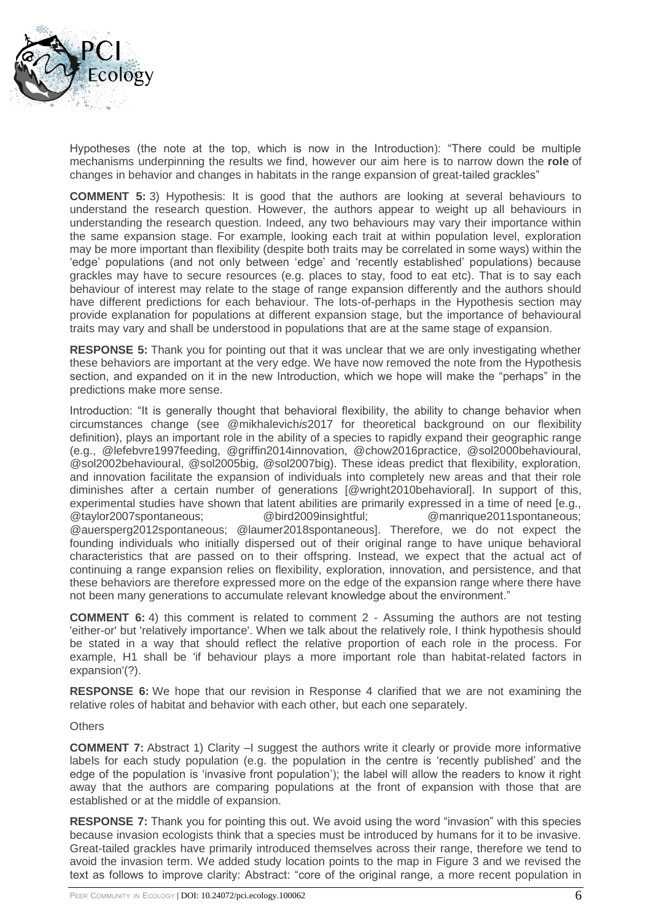Hypotheses (the note at the top, which is now in the Introduction): "There could be multiple mechanisms underpinning the results we find, however our aim here is to narrow down the **role** of changes in behavior and changes in habitats in the range expansion of great-tailed grackles"

**COMMENT 5:** 3) Hypothesis: It is good that the authors are looking at several behaviours to understand the research question. However, the authors appear to weight up all behaviours in understanding the research question. Indeed, any two behaviours may vary their importance within the same expansion stage. For example, looking each trait at within population level, exploration may be more important than flexibility (despite both traits may be correlated in some ways) within the 'edge' populations (and not only between 'edge' and 'recently established' populations) because grackles may have to secure resources (e.g. places to stay, food to eat etc). That is to say each behaviour of interest may relate to the stage of range expansion differently and the authors should have different predictions for each behaviour. The lots-of-perhaps in the Hypothesis section may provide explanation for populations at different expansion stage, but the importance of behavioural traits may vary and shall be understood in populations that are at the same stage of expansion.

**RESPONSE 5:** Thank you for pointing out that it was unclear that we are only investigating whether these behaviors are important at the very edge. We have now removed the note from the Hypothesis section, and expanded on it in the new Introduction, which we hope will make the "perhaps" in the predictions make more sense.

Introduction: "It is generally thought that behavioral flexibility, the ability to change behavior when circumstances change (see @mikhalevich*is*2017 for theoretical background on our flexibility definition), plays an important role in the ability of a species to rapidly expand their geographic range (e.g., @lefebvre1997feeding, @griffin2014innovation, @chow2016practice, @sol2000behavioural, @sol2002behavioural, @sol2005big, @sol2007big). These ideas predict that flexibility, exploration, and innovation facilitate the expansion of individuals into completely new areas and that their role diminishes after a certain number of generations [@wright2010behavioral]. In support of this, experimental studies have shown that latent abilities are primarily expressed in a time of need [e.g., @taylor2007spontaneous; @bird2009insightful; @manrique2011spontaneous; @auersperg2012spontaneous; @laumer2018spontaneous]. Therefore, we do not expect the founding individuals who initially dispersed out of their original range to have unique behavioral characteristics that are passed on to their offspring. Instead, we expect that the actual act of continuing a range expansion relies on flexibility, exploration, innovation, and persistence, and that these behaviors are therefore expressed more on the edge of the expansion range where there have not been many generations to accumulate relevant knowledge about the environment."

**COMMENT 6:** 4) this comment is related to comment 2 - Assuming the authors are not testing 'either-or' but 'relatively importance'. When we talk about the relatively role, I think hypothesis should be stated in a way that should reflect the relative proportion of each role in the process. For example, H1 shall be 'if behaviour plays a more important role than habitat-related factors in expansion'(?).

**RESPONSE 6:** We hope that our revision in Response 4 clarified that we are not examining the relative roles of habitat and behavior with each other, but each one separately.

Others

**COMMENT 7:** Abstract 1) Clarity –I suggest the authors write it clearly or provide more informative labels for each study population (e.g. the population in the centre is 'recently published' and the edge of the population is 'invasive front population'); the label will allow the readers to know it right away that the authors are comparing populations at the front of expansion with those that are established or at the middle of expansion.

**RESPONSE 7:** Thank you for pointing this out. We avoid using the word "invasion" with this species because invasion ecologists think that a species must be introduced by humans for it to be invasive. Great-tailed grackles have primarily introduced themselves across their range, therefore we tend to avoid the invasion term. We added study location points to the map in Figure 3 and we revised the text as follows to improve clarity: Abstract: "core of the original range, a more recent population in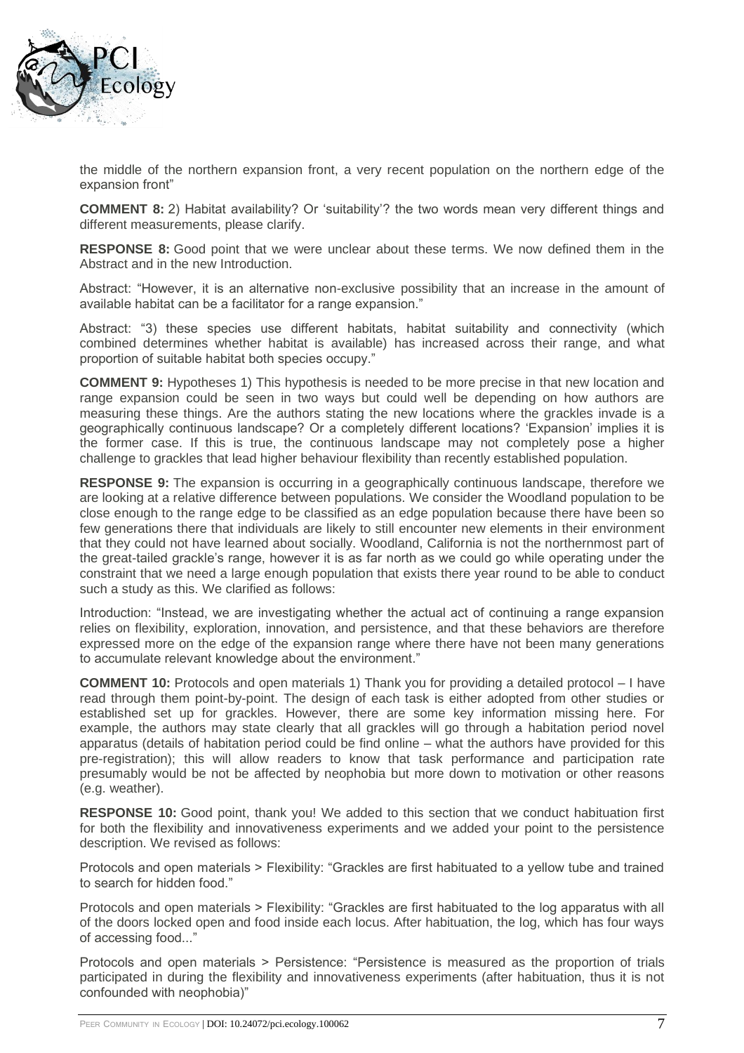the middle of the northern expansion front, a very recent population on the northern edge of the expansion front"

**COMMENT 8:** 2) Habitat availability? Or 'suitability'? the two words mean very different things and different measurements, please clarify.

**RESPONSE 8:** Good point that we were unclear about these terms. We now defined them in the Abstract and in the new Introduction.

Abstract: "However, it is an alternative non-exclusive possibility that an increase in the amount of available habitat can be a facilitator for a range expansion."

Abstract: "3) these species use different habitats, habitat suitability and connectivity (which combined determines whether habitat is available) has increased across their range, and what proportion of suitable habitat both species occupy."

**COMMENT 9:** Hypotheses 1) This hypothesis is needed to be more precise in that new location and range expansion could be seen in two ways but could well be depending on how authors are measuring these things. Are the authors stating the new locations where the grackles invade is a geographically continuous landscape? Or a completely different locations? 'Expansion' implies it is the former case. If this is true, the continuous landscape may not completely pose a higher challenge to grackles that lead higher behaviour flexibility than recently established population.

**RESPONSE 9:** The expansion is occurring in a geographically continuous landscape, therefore we are looking at a relative difference between populations. We consider the Woodland population to be close enough to the range edge to be classified as an edge population because there have been so few generations there that individuals are likely to still encounter new elements in their environment that they could not have learned about socially. Woodland, California is not the northernmost part of the great-tailed grackle's range, however it is as far north as we could go while operating under the constraint that we need a large enough population that exists there year round to be able to conduct such a study as this. We clarified as follows:

Introduction: "Instead, we are investigating whether the actual act of continuing a range expansion relies on flexibility, exploration, innovation, and persistence, and that these behaviors are therefore expressed more on the edge of the expansion range where there have not been many generations to accumulate relevant knowledge about the environment."

**COMMENT 10:** Protocols and open materials 1) Thank you for providing a detailed protocol – I have read through them point-by-point. The design of each task is either adopted from other studies or established set up for grackles. However, there are some key information missing here. For example, the authors may state clearly that all grackles will go through a habitation period novel apparatus (details of habitation period could be find online – what the authors have provided for this pre-registration); this will allow readers to know that task performance and participation rate presumably would be not be affected by neophobia but more down to motivation or other reasons (e.g. weather).

**RESPONSE 10:** Good point, thank you! We added to this section that we conduct habituation first for both the flexibility and innovativeness experiments and we added your point to the persistence description. We revised as follows:

Protocols and open materials > Flexibility: "Grackles are first habituated to a yellow tube and trained to search for hidden food."

Protocols and open materials > Flexibility: "Grackles are first habituated to the log apparatus with all of the doors locked open and food inside each locus. After habituation, the log, which has four ways of accessing food..."

Protocols and open materials > Persistence: "Persistence is measured as the proportion of trials participated in during the flexibility and innovativeness experiments (after habituation, thus it is not confounded with neophobia)"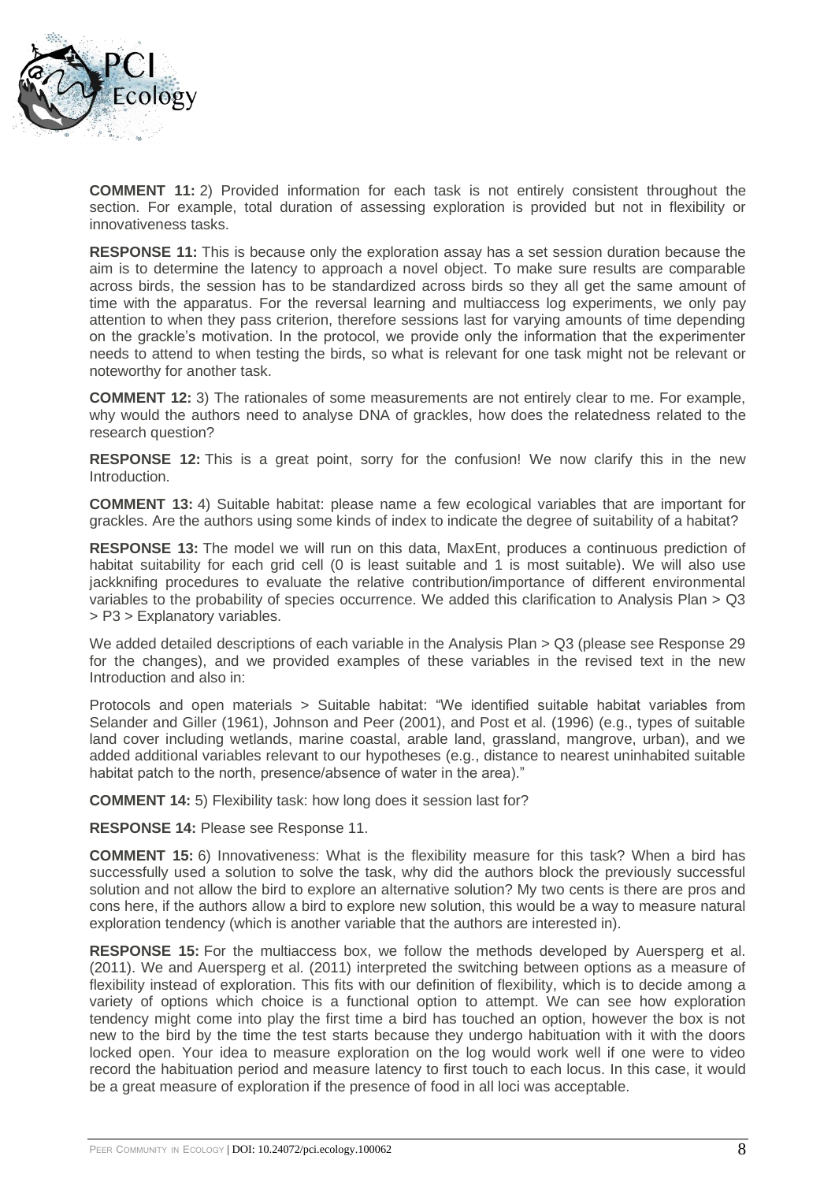**COMMENT 11:** 2) Provided information for each task is not entirely consistent throughout the section. For example, total duration of assessing exploration is provided but not in flexibility or innovativeness tasks.

**RESPONSE 11:** This is because only the exploration assay has a set session duration because the aim is to determine the latency to approach a novel object. To make sure results are comparable across birds, the session has to be standardized across birds so they all get the same amount of time with the apparatus. For the reversal learning and multiaccess log experiments, we only pay attention to when they pass criterion, therefore sessions last for varying amounts of time depending on the grackle's motivation. In the protocol, we provide only the information that the experimenter needs to attend to when testing the birds, so what is relevant for one task might not be relevant or noteworthy for another task.

**COMMENT 12:** 3) The rationales of some measurements are not entirely clear to me. For example, why would the authors need to analyse DNA of grackles, how does the relatedness related to the research question?

**RESPONSE 12:** This is a great point, sorry for the confusion! We now clarify this in the new Introduction.

**COMMENT 13:** 4) Suitable habitat: please name a few ecological variables that are important for grackles. Are the authors using some kinds of index to indicate the degree of suitability of a habitat?

**RESPONSE 13:** The model we will run on this data, MaxEnt, produces a continuous prediction of habitat suitability for each grid cell (0 is least suitable and 1 is most suitable). We will also use jackknifing procedures to evaluate the relative contribution/importance of different environmental variables to the probability of species occurrence. We added this clarification to Analysis Plan > Q3 > P3 > Explanatory variables.

We added detailed descriptions of each variable in the Analysis Plan > Q3 (please see Response 29 for the changes), and we provided examples of these variables in the revised text in the new Introduction and also in:

Protocols and open materials > Suitable habitat: "We identified suitable habitat variables from Selander and Giller (1961), Johnson and Peer (2001), and Post et al. (1996) (e.g., types of suitable land cover including wetlands, marine coastal, arable land, grassland, mangrove, urban), and we added additional variables relevant to our hypotheses (e.g., distance to nearest uninhabited suitable habitat patch to the north, presence/absence of water in the area)."

**COMMENT 14:** 5) Flexibility task: how long does it session last for?

**RESPONSE 14:** Please see Response 11.

**COMMENT 15:** 6) Innovativeness: What is the flexibility measure for this task? When a bird has successfully used a solution to solve the task, why did the authors block the previously successful solution and not allow the bird to explore an alternative solution? My two cents is there are pros and cons here, if the authors allow a bird to explore new solution, this would be a way to measure natural exploration tendency (which is another variable that the authors are interested in).

**RESPONSE 15:** For the multiaccess box, we follow the methods developed by Auersperg et al. (2011). We and Auersperg et al. (2011) interpreted the switching between options as a measure of flexibility instead of exploration. This fits with our definition of flexibility, which is to decide among a variety of options which choice is a functional option to attempt. We can see how exploration tendency might come into play the first time a bird has touched an option, however the box is not new to the bird by the time the test starts because they undergo habituation with it with the doors locked open. Your idea to measure exploration on the log would work well if one were to video record the habituation period and measure latency to first touch to each locus. In this case, it would be a great measure of exploration if the presence of food in all loci was acceptable.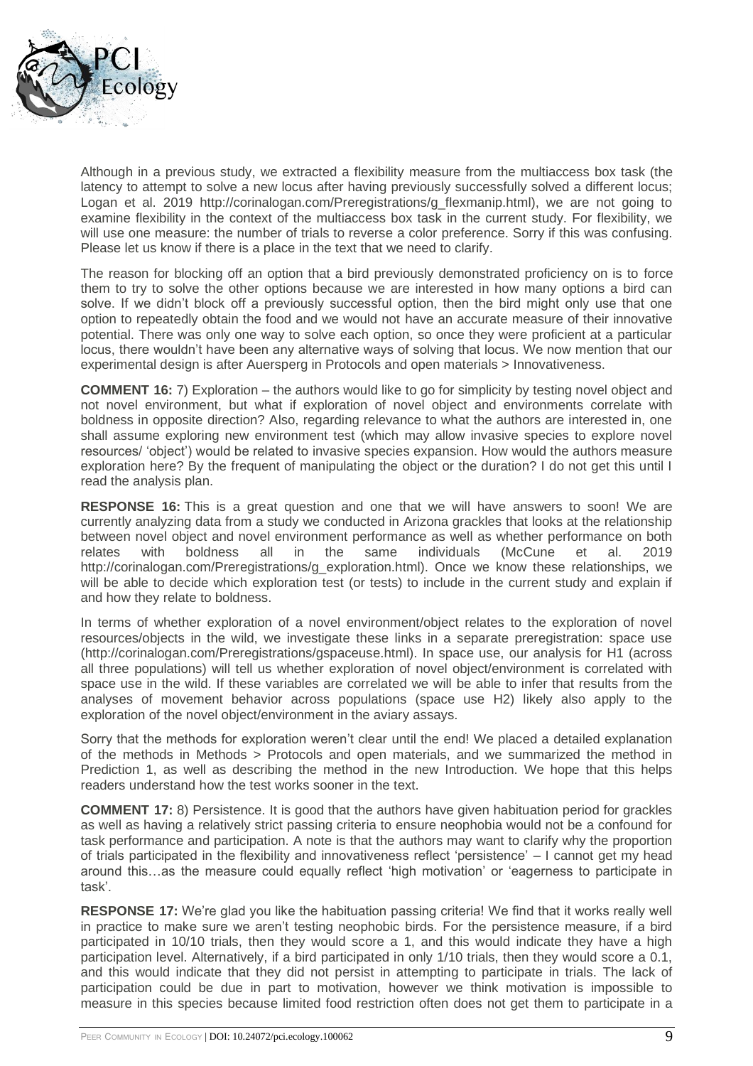Although in a previous study, we extracted a flexibility measure from the multiaccess box task (the latency to attempt to solve a new locus after having previously successfully solved a different locus; Logan et al. 2019 http://corinalogan.com/Preregistrations/g_flexmanip.html), we are not going to examine flexibility in the context of the multiaccess box task in the current study. For flexibility, we will use one measure: the number of trials to reverse a color preference. Sorry if this was confusing. Please let us know if there is a place in the text that we need to clarify.

The reason for blocking off an option that a bird previously demonstrated proficiency on is to force them to try to solve the other options because we are interested in how many options a bird can solve. If we didn't block off a previously successful option, then the bird might only use that one option to repeatedly obtain the food and we would not have an accurate measure of their innovative potential. There was only one way to solve each option, so once they were proficient at a particular locus, there wouldn't have been any alternative ways of solving that locus. We now mention that our experimental design is after Auersperg in Protocols and open materials > Innovativeness.

**COMMENT 16:** 7) Exploration – the authors would like to go for simplicity by testing novel object and not novel environment, but what if exploration of novel object and environments correlate with boldness in opposite direction? Also, regarding relevance to what the authors are interested in, one shall assume exploring new environment test (which may allow invasive species to explore novel resources/ 'object') would be related to invasive species expansion. How would the authors measure exploration here? By the frequent of manipulating the object or the duration? I do not get this until I read the analysis plan.

**RESPONSE 16:** This is a great question and one that we will have answers to soon! We are currently analyzing data from a study we conducted in Arizona grackles that looks at the relationship between novel object and novel environment performance as well as whether performance on both relates with boldness all in the same individuals (McCune et al. 2019 http://corinalogan.com/Preregistrations/g_exploration.html). Once we know these relationships, we will be able to decide which exploration test (or tests) to include in the current study and explain if and how they relate to boldness.

In terms of whether exploration of a novel environment/object relates to the exploration of novel resources/objects in the wild, we investigate these links in a separate preregistration: space use (http://corinalogan.com/Preregistrations/gspaceuse.html). In space use, our analysis for H1 (across all three populations) will tell us whether exploration of novel object/environment is correlated with space use in the wild. If these variables are correlated we will be able to infer that results from the analyses of movement behavior across populations (space use H2) likely also apply to the exploration of the novel object/environment in the aviary assays.

Sorry that the methods for exploration weren't clear until the end! We placed a detailed explanation of the methods in Methods > Protocols and open materials, and we summarized the method in Prediction 1, as well as describing the method in the new Introduction. We hope that this helps readers understand how the test works sooner in the text.

**COMMENT 17:** 8) Persistence. It is good that the authors have given habituation period for grackles as well as having a relatively strict passing criteria to ensure neophobia would not be a confound for task performance and participation. A note is that the authors may want to clarify why the proportion of trials participated in the flexibility and innovativeness reflect 'persistence' – I cannot get my head around this…as the measure could equally reflect 'high motivation' or 'eagerness to participate in task'.

**RESPONSE 17:** We're glad you like the habituation passing criteria! We find that it works really well in practice to make sure we aren't testing neophobic birds. For the persistence measure, if a bird participated in 10/10 trials, then they would score a 1, and this would indicate they have a high participation level. Alternatively, if a bird participated in only 1/10 trials, then they would score a 0.1, and this would indicate that they did not persist in attempting to participate in trials. The lack of participation could be due in part to motivation, however we think motivation is impossible to measure in this species because limited food restriction often does not get them to participate in a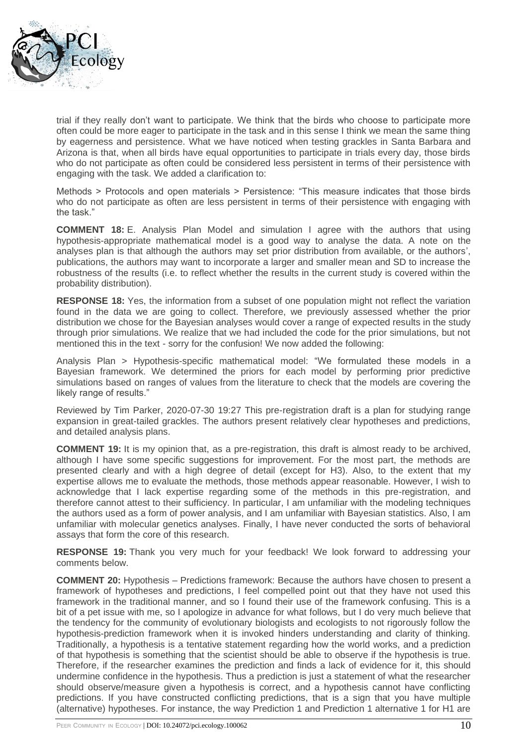trial if they really don't want to participate. We think that the birds who choose to participate more often could be more eager to participate in the task and in this sense I think we mean the same thing by eagerness and persistence. What we have noticed when testing grackles in Santa Barbara and Arizona is that, when all birds have equal opportunities to participate in trials every day, those birds who do not participate as often could be considered less persistent in terms of their persistence with engaging with the task. We added a clarification to:

Methods > Protocols and open materials > Persistence: "This measure indicates that those birds who do not participate as often are less persistent in terms of their persistence with engaging with the task."

**COMMENT 18:** E. Analysis Plan Model and simulation I agree with the authors that using hypothesis-appropriate mathematical model is a good way to analyse the data. A note on the analyses plan is that although the authors may set prior distribution from available, or the authors', publications, the authors may want to incorporate a larger and smaller mean and SD to increase the robustness of the results (i.e. to reflect whether the results in the current study is covered within the probability distribution).

**RESPONSE 18:** Yes, the information from a subset of one population might not reflect the variation found in the data we are going to collect. Therefore, we previously assessed whether the prior distribution we chose for the Bayesian analyses would cover a range of expected results in the study through prior simulations. We realize that we had included the code for the prior simulations, but not mentioned this in the text - sorry for the confusion! We now added the following:

Analysis Plan > Hypothesis-specific mathematical model: "We formulated these models in a Bayesian framework. We determined the priors for each model by performing prior predictive simulations based on ranges of values from the literature to check that the models are covering the likely range of results."

Reviewed by Tim Parker, 2020-07-30 19:27 This pre-registration draft is a plan for studying range expansion in great-tailed grackles. The authors present relatively clear hypotheses and predictions, and detailed analysis plans.

**COMMENT 19:** It is my opinion that, as a pre-registration, this draft is almost ready to be archived, although I have some specific suggestions for improvement. For the most part, the methods are presented clearly and with a high degree of detail (except for H3). Also, to the extent that my expertise allows me to evaluate the methods, those methods appear reasonable. However, I wish to acknowledge that I lack expertise regarding some of the methods in this pre-registration, and therefore cannot attest to their sufficiency. In particular, I am unfamiliar with the modeling techniques the authors used as a form of power analysis, and I am unfamiliar with Bayesian statistics. Also, I am unfamiliar with molecular genetics analyses. Finally, I have never conducted the sorts of behavioral assays that form the core of this research.

**RESPONSE 19:** Thank you very much for your feedback! We look forward to addressing your comments below.

**COMMENT 20:** Hypothesis – Predictions framework: Because the authors have chosen to present a framework of hypotheses and predictions, I feel compelled point out that they have not used this framework in the traditional manner, and so I found their use of the framework confusing. This is a bit of a pet issue with me, so I apologize in advance for what follows, but I do very much believe that the tendency for the community of evolutionary biologists and ecologists to not rigorously follow the hypothesis-prediction framework when it is invoked hinders understanding and clarity of thinking. Traditionally, a hypothesis is a tentative statement regarding how the world works, and a prediction of that hypothesis is something that the scientist should be able to observe if the hypothesis is true. Therefore, if the researcher examines the prediction and finds a lack of evidence for it, this should undermine confidence in the hypothesis. Thus a prediction is just a statement of what the researcher should observe/measure given a hypothesis is correct, and a hypothesis cannot have conflicting predictions. If you have constructed conflicting predictions, that is a sign that you have multiple (alternative) hypotheses. For instance, the way Prediction 1 and Prediction 1 alternative 1 for H1 are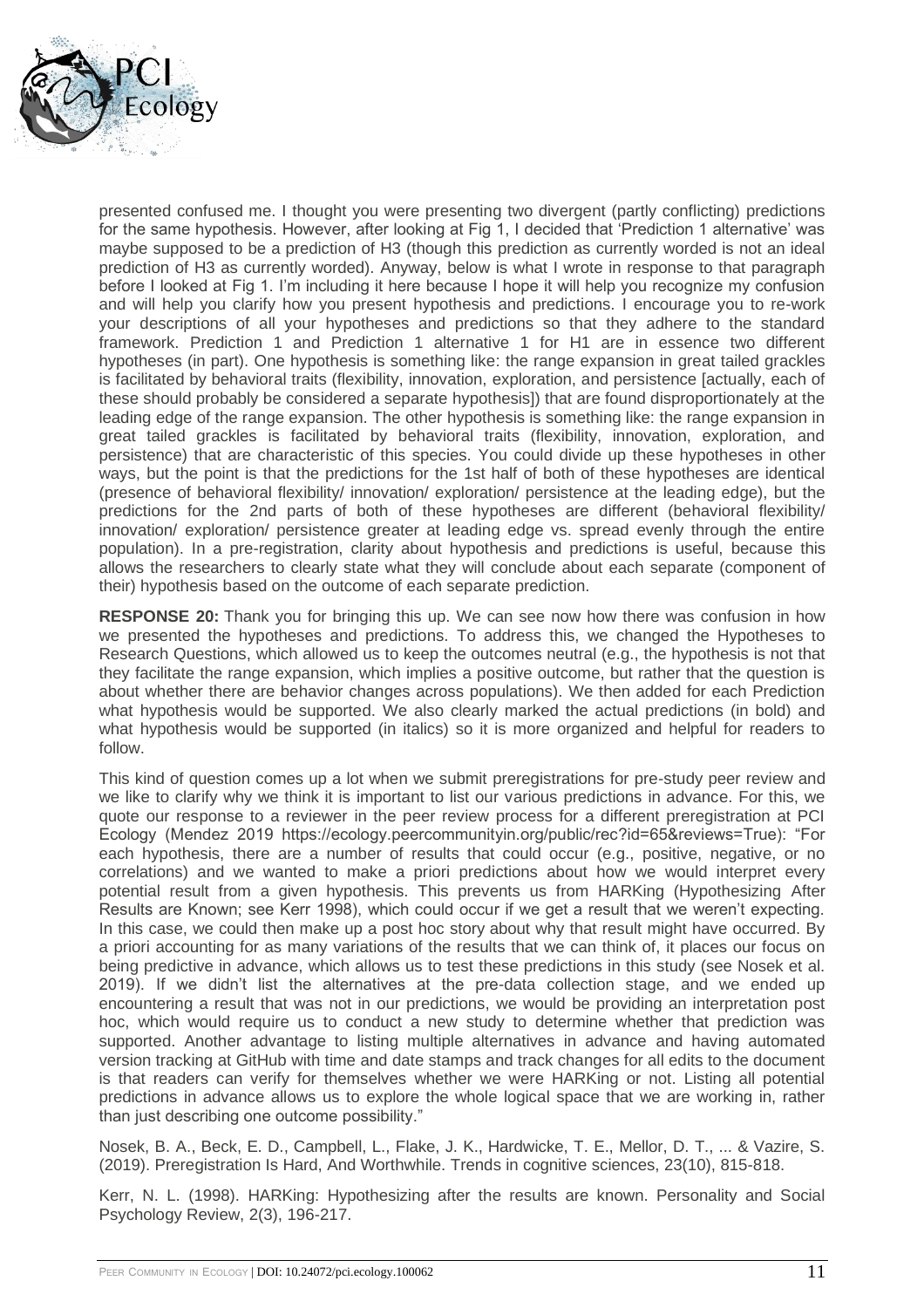presented confused me. I thought you were presenting two divergent (partly conflicting) predictions for the same hypothesis. However, after looking at Fig 1, I decided that 'Prediction 1 alternative' was maybe supposed to be a prediction of H3 (though this prediction as currently worded is not an ideal prediction of H3 as currently worded). Anyway, below is what I wrote in response to that paragraph before I looked at Fig 1. I'm including it here because I hope it will help you recognize my confusion and will help you clarify how you present hypothesis and predictions. I encourage you to re-work your descriptions of all your hypotheses and predictions so that they adhere to the standard framework. Prediction 1 and Prediction 1 alternative 1 for H1 are in essence two different hypotheses (in part). One hypothesis is something like: the range expansion in great tailed grackles is facilitated by behavioral traits (flexibility, innovation, exploration, and persistence [actually, each of these should probably be considered a separate hypothesis]) that are found disproportionately at the leading edge of the range expansion. The other hypothesis is something like: the range expansion in great tailed grackles is facilitated by behavioral traits (flexibility, innovation, exploration, and persistence) that are characteristic of this species. You could divide up these hypotheses in other ways, but the point is that the predictions for the 1st half of both of these hypotheses are identical (presence of behavioral flexibility/ innovation/ exploration/ persistence at the leading edge), but the predictions for the 2nd parts of both of these hypotheses are different (behavioral flexibility/ innovation/ exploration/ persistence greater at leading edge vs. spread evenly through the entire population). In a pre-registration, clarity about hypothesis and predictions is useful, because this allows the researchers to clearly state what they will conclude about each separate (component of their) hypothesis based on the outcome of each separate prediction.

**RESPONSE 20:** Thank you for bringing this up. We can see now how there was confusion in how we presented the hypotheses and predictions. To address this, we changed the Hypotheses to Research Questions, which allowed us to keep the outcomes neutral (e.g., the hypothesis is not that they facilitate the range expansion, which implies a positive outcome, but rather that the question is about whether there are behavior changes across populations). We then added for each Prediction what hypothesis would be supported. We also clearly marked the actual predictions (in bold) and what hypothesis would be supported (in italics) so it is more organized and helpful for readers to follow.

This kind of question comes up a lot when we submit preregistrations for pre-study peer review and we like to clarify why we think it is important to list our various predictions in advance. For this, we quote our response to a reviewer in the peer review process for a different preregistration at PCI Ecology (Mendez 2019 https://ecology.peercommunityin.org/public/rec?id=65&reviews=True): "For each hypothesis, there are a number of results that could occur (e.g., positive, negative, or no correlations) and we wanted to make a priori predictions about how we would interpret every potential result from a given hypothesis. This prevents us from HARKing (Hypothesizing After Results are Known; see Kerr 1998), which could occur if we get a result that we weren't expecting. In this case, we could then make up a post hoc story about why that result might have occurred. By a priori accounting for as many variations of the results that we can think of, it places our focus on being predictive in advance, which allows us to test these predictions in this study (see Nosek et al. 2019). If we didn't list the alternatives at the pre-data collection stage, and we ended up encountering a result that was not in our predictions, we would be providing an interpretation post hoc, which would require us to conduct a new study to determine whether that prediction was supported. Another advantage to listing multiple alternatives in advance and having automated version tracking at GitHub with time and date stamps and track changes for all edits to the document is that readers can verify for themselves whether we were HARKing or not. Listing all potential predictions in advance allows us to explore the whole logical space that we are working in, rather than just describing one outcome possibility."

Nosek, B. A., Beck, E. D., Campbell, L., Flake, J. K., Hardwicke, T. E., Mellor, D. T., ... & Vazire, S. (2019). Preregistration Is Hard, And Worthwhile. Trends in cognitive sciences, 23(10), 815-818.

Kerr, N. L. (1998). HARKing: Hypothesizing after the results are known. Personality and Social Psychology Review, 2(3), 196-217.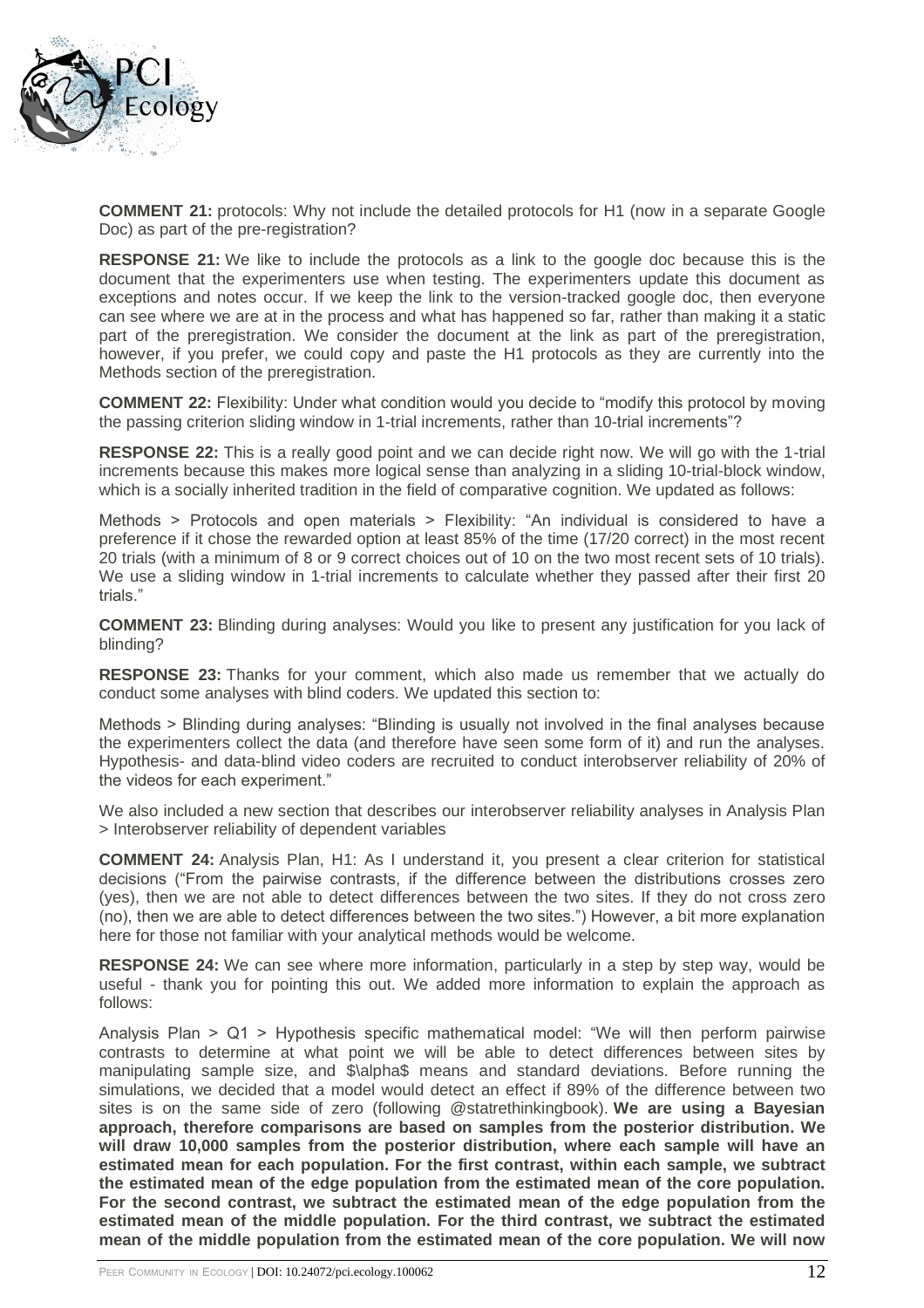**COMMENT 21:** protocols: Why not include the detailed protocols for H1 (now in a separate Google Doc) as part of the pre-registration?

**RESPONSE 21:** We like to include the protocols as a link to the google doc because this is the document that the experimenters use when testing. The experimenters update this document as exceptions and notes occur. If we keep the link to the version-tracked google doc, then everyone can see where we are at in the process and what has happened so far, rather than making it a static part of the preregistration. We consider the document at the link as part of the preregistration, however, if you prefer, we could copy and paste the H1 protocols as they are currently into the Methods section of the preregistration.

**COMMENT 22:** Flexibility: Under what condition would you decide to "modify this protocol by moving the passing criterion sliding window in 1-trial increments, rather than 10-trial increments"?

**RESPONSE 22:** This is a really good point and we can decide right now. We will go with the 1-trial increments because this makes more logical sense than analyzing in a sliding 10-trial-block window, which is a socially inherited tradition in the field of comparative cognition. We updated as follows:

Methods > Protocols and open materials > Flexibility: "An individual is considered to have a preference if it chose the rewarded option at least 85% of the time (17/20 correct) in the most recent 20 trials (with a minimum of 8 or 9 correct choices out of 10 on the two most recent sets of 10 trials). We use a sliding window in 1-trial increments to calculate whether they passed after their first 20 trials."

**COMMENT 23:** Blinding during analyses: Would you like to present any justification for you lack of blinding?

**RESPONSE 23:** Thanks for your comment, which also made us remember that we actually do conduct some analyses with blind coders. We updated this section to:

Methods > Blinding during analyses: "Blinding is usually not involved in the final analyses because the experimenters collect the data (and therefore have seen some form of it) and run the analyses. Hypothesis- and data-blind video coders are recruited to conduct interobserver reliability of 20% of the videos for each experiment."

We also included a new section that describes our interobserver reliability analyses in Analysis Plan > Interobserver reliability of dependent variables

**COMMENT 24:** Analysis Plan, H1: As I understand it, you present a clear criterion for statistical decisions ("From the pairwise contrasts, if the difference between the distributions crosses zero (yes), then we are not able to detect differences between the two sites. If they do not cross zero (no), then we are able to detect differences between the two sites.") However, a bit more explanation here for those not familiar with your analytical methods would be welcome.

**RESPONSE 24:** We can see where more information, particularly in a step by step way, would be useful - thank you for pointing this out. We added more information to explain the approach as follows:

Analysis Plan > Q1 > Hypothesis specific mathematical model: "We will then perform pairwise contrasts to determine at what point we will be able to detect differences between sites by manipulating sample size, and $\alpha$ means and standard deviations. Before running the simulations, we decided that a model would detect an effect if 89% of the difference between two sites is on the same side of zero (following @statrethinkingbook). **We are using a Bayesian approach, therefore comparisons are based on samples from the posterior distribution. We will draw 10,000 samples from the posterior distribution, where each sample will have an estimated mean for each population. For the first contrast, within each sample, we subtract the estimated mean of the edge population from the estimated mean of the core population. For the second contrast, we subtract the estimated mean of the edge population from the estimated mean of the middle population. For the third contrast, we subtract the estimated mean of the middle population from the estimated mean of the core population. We will now**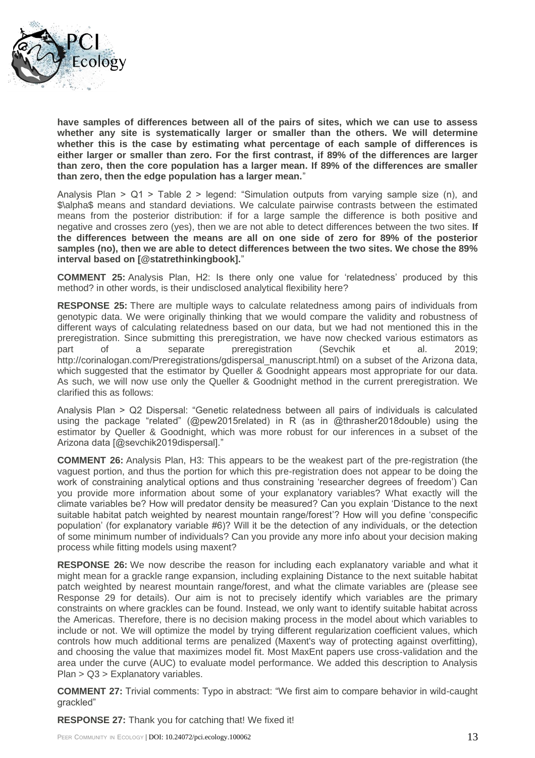**have samples of differences between all of the pairs of sites, which we can use to assess whether any site is systematically larger or smaller than the others. We will determine whether this is the case by estimating what percentage of each sample of differences is either larger or smaller than zero. For the first contrast, if 89% of the differences are larger than zero, then the core population has a larger mean. If 89% of the differences are smaller than zero, then the edge population has a larger mean.**"

Analysis Plan > Q1 > Table 2 > legend: "Simulation outputs from varying sample size (n), and $\alpha$ means and standard deviations. We calculate pairwise contrasts between the estimated means from the posterior distribution: if for a large sample the difference is both positive and negative and crosses zero (yes), then we are not able to detect differences between the two sites. **If the differences between the means are all on one side of zero for 89% of the posterior samples (no), then we are able to detect differences between the two sites. We chose the 89% interval based on [@statrethinkingbook].**"

**COMMENT 25:** Analysis Plan, H2: Is there only one value for 'relatedness' produced by this method? in other words, is their undisclosed analytical flexibility here?

**RESPONSE 25:** There are multiple ways to calculate relatedness among pairs of individuals from genotypic data. We were originally thinking that we would compare the validity and robustness of different ways of calculating relatedness based on our data, but we had not mentioned this in the preregistration. Since submitting this preregistration, we have now checked various estimators as part of a separate preregistration (Sevchik et al. 2019; http://corinalogan.com/Preregistrations/gdispersal_manuscript.html) on a subset of the Arizona data, which suggested that the estimator by Queller & Goodnight appears most appropriate for our data. As such, we will now use only the Queller & Goodnight method in the current preregistration. We clarified this as follows:

Analysis Plan > Q2 Dispersal: "Genetic relatedness between all pairs of individuals is calculated using the package "related" (@pew2015related) in R (as in @thrasher2018double) using the estimator by Queller & Goodnight, which was more robust for our inferences in a subset of the Arizona data [@sevchik2019dispersal]."

**COMMENT 26:** Analysis Plan, H3: This appears to be the weakest part of the pre-registration (the vaguest portion, and thus the portion for which this pre-registration does not appear to be doing the work of constraining analytical options and thus constraining 'researcher degrees of freedom') Can you provide more information about some of your explanatory variables? What exactly will the climate variables be? How will predator density be measured? Can you explain 'Distance to the next suitable habitat patch weighted by nearest mountain range/forest'? How will you define 'conspecific population' (for explanatory variable #6)? Will it be the detection of any individuals, or the detection of some minimum number of individuals? Can you provide any more info about your decision making process while fitting models using maxent?

**RESPONSE 26:** We now describe the reason for including each explanatory variable and what it might mean for a grackle range expansion, including explaining Distance to the next suitable habitat patch weighted by nearest mountain range/forest, and what the climate variables are (please see Response 29 for details). Our aim is not to precisely identify which variables are the primary constraints on where grackles can be found. Instead, we only want to identify suitable habitat across the Americas. Therefore, there is no decision making process in the model about which variables to include or not. We will optimize the model by trying different regularization coefficient values, which controls how much additional terms are penalized (Maxent's way of protecting against overfitting), and choosing the value that maximizes model fit. Most MaxEnt papers use cross-validation and the area under the curve (AUC) to evaluate model performance. We added this description to Analysis Plan > Q3 > Explanatory variables.

**COMMENT 27:** Trivial comments: Typo in abstract: "We first aim to compare behavior in wild-caught grackled"

**RESPONSE 27:** Thank you for catching that! We fixed it!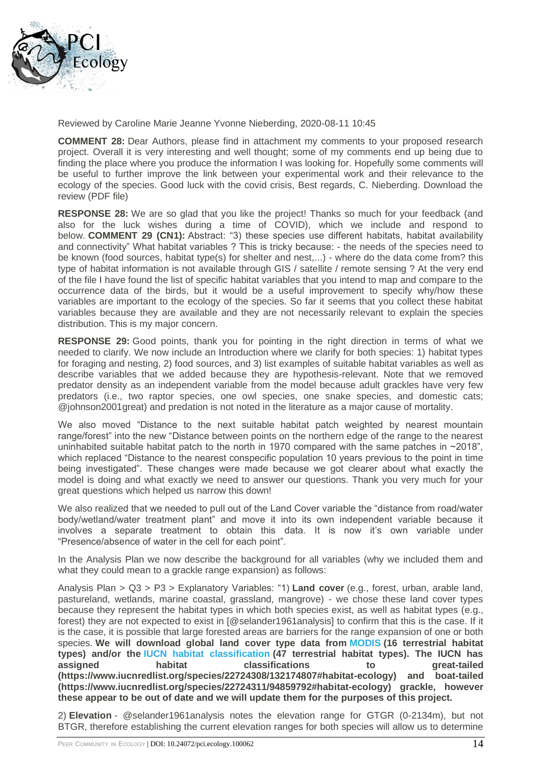Reviewed by Caroline Marie Jeanne Yvonne Nieberding, 2020-08-11 10:45

**COMMENT 28:** Dear Authors, please find in attachment my comments to your proposed research project. Overall it is very interesting and well thought; some of my comments end up being due to finding the place where you produce the information I was looking for. Hopefully some comments will be useful to further improve the link between your experimental work and their relevance to the ecology of the species. Good luck with the covid crisis, Best regards, C. Nieberding. Download the review (PDF file)

**RESPONSE 28:** We are so glad that you like the project! Thanks so much for your feedback (and also for the luck wishes during a time of COVID), which we include and respond to below. **COMMENT 29 (CN1):** Abstract: "3) these species use different habitats, habitat availability and connectivity" What habitat variables ? This is tricky because: - the needs of the species need to be known (food sources, habitat type(s) for shelter and nest,...) - where do the data come from? this type of habitat information is not available through GIS / satellite / remote sensing ? At the very end of the file I have found the list of specific habitat variables that you intend to map and compare to the occurrence data of the birds, but it would be a useful improvement to specify why/how these variables are important to the ecology of the species. So far it seems that you collect these habitat variables because they are available and they are not necessarily relevant to explain the species distribution. This is my major concern.

**RESPONSE 29:** Good points, thank you for pointing in the right direction in terms of what we needed to clarify. We now include an Introduction where we clarify for both species: 1) habitat types for foraging and nesting, 2) food sources, and 3) list examples of suitable habitat variables as well as describe variables that we added because they are hypothesis-relevant. Note that we removed predator density as an independent variable from the model because adult grackles have very few predators (i.e., two raptor species, one owl species, one snake species, and domestic cats; @johnson2001great) and predation is not noted in the literature as a major cause of mortality.

We also moved "Distance to the next suitable habitat patch weighted by nearest mountain range/forest" into the new "Distance between points on the northern edge of the range to the nearest uninhabited suitable habitat patch to the north in 1970 compared with the same patches in ~2018", which replaced "Distance to the nearest conspecific population 10 years previous to the point in time being investigated". These changes were made because we got clearer about what exactly the model is doing and what exactly we need to answer our questions. Thank you very much for your great questions which helped us narrow this down!

We also realized that we needed to pull out of the Land Cover variable the "distance from road/water body/wetland/water treatment plant" and move it into its own independent variable because it involves a separate treatment to obtain this data. It is now it's own variable under "Presence/absence of water in the cell for each point".

In the Analysis Plan we now describe the background for all variables (why we included them and what they could mean to a grackle range expansion) as follows:

Analysis Plan > Q3 > P3 > Explanatory Variables: "1) **Land cover** (e.g., forest, urban, arable land, pastureland, wetlands, marine coastal, grassland, mangrove) - we chose these land cover types because they represent the habitat types in which both species exist, as well as habitat types (e.g., forest) they are not expected to exist in [@selander1961analysis] to confirm that this is the case. If it is the case, it is possible that large forested areas are barriers for the range expansion of one or both species. **We will download global land cover type data from MODIS (16 terrestrial habitat types) and/or the IUCN habitat classification (47 terrestrial habitat types). The IUCN has assigned habitat classifications to great-tailed (https://www.iucnredlist.org/species/22724308/132174807#habitat-ecology) and boat-tailed (https://www.iucnredlist.org/species/22724311/94859792#habitat-ecology) grackle, however these appear to be out of date and we will update them for the purposes of this project.**

2) **Elevation** - @selander1961analysis notes the elevation range for GTGR (0-2134m), but not BTGR, therefore establishing the current elevation ranges for both species will allow us to determine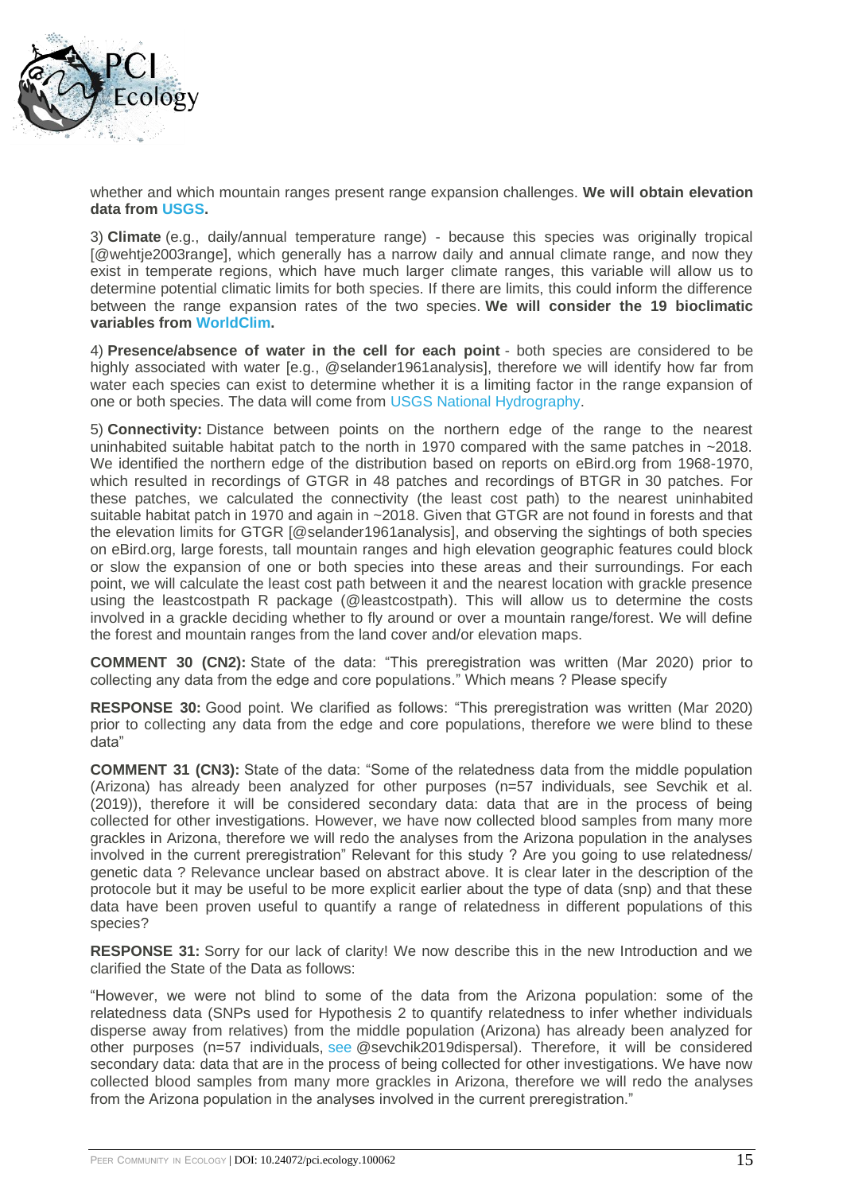whether and which mountain ranges present range expansion challenges. **We will obtain elevation data from USGS.**

3) **Climate** (e.g., daily/annual temperature range) - because this species was originally tropical [@wehtje2003range], which generally has a narrow daily and annual climate range, and now they exist in temperate regions, which have much larger climate ranges, this variable will allow us to determine potential climatic limits for both species. If there are limits, this could inform the difference between the range expansion rates of the two species. **We will consider the 19 bioclimatic variables from WorldClim.**

4) **Presence/absence of water in the cell for each point** - both species are considered to be highly associated with water [e.g., @selander1961analysis], therefore we will identify how far from water each species can exist to determine whether it is a limiting factor in the range expansion of one or both species. The data will come from USGS National Hydrography.

5) **Connectivity:** Distance between points on the northern edge of the range to the nearest uninhabited suitable habitat patch to the north in 1970 compared with the same patches in ~2018. We identified the northern edge of the distribution based on reports on eBird.org from 1968-1970, which resulted in recordings of GTGR in 48 patches and recordings of BTGR in 30 patches. For these patches, we calculated the connectivity (the least cost path) to the nearest uninhabited suitable habitat patch in 1970 and again in ~2018. Given that GTGR are not found in forests and that the elevation limits for GTGR [@selander1961analysis], and observing the sightings of both species on eBird.org, large forests, tall mountain ranges and high elevation geographic features could block or slow the expansion of one or both species into these areas and their surroundings. For each point, we will calculate the least cost path between it and the nearest location with grackle presence using the leastcostpath R package (@leastcostpath). This will allow us to determine the costs involved in a grackle deciding whether to fly around or over a mountain range/forest. We will define the forest and mountain ranges from the land cover and/or elevation maps.

**COMMENT 30 (CN2):** State of the data: "This preregistration was written (Mar 2020) prior to collecting any data from the edge and core populations." Which means ? Please specify

**RESPONSE 30:** Good point. We clarified as follows: "This preregistration was written (Mar 2020) prior to collecting any data from the edge and core populations, therefore we were blind to these data"

**COMMENT 31 (CN3):** State of the data: "Some of the relatedness data from the middle population (Arizona) has already been analyzed for other purposes (n=57 individuals, see Sevchik et al. (2019)), therefore it will be considered secondary data: data that are in the process of being collected for other investigations. However, we have now collected blood samples from many more grackles in Arizona, therefore we will redo the analyses from the Arizona population in the analyses involved in the current preregistration" Relevant for this study ? Are you going to use relatedness/ genetic data ? Relevance unclear based on abstract above. It is clear later in the description of the protocole but it may be useful to be more explicit earlier about the type of data (snp) and that these data have been proven useful to quantify a range of relatedness in different populations of this species?

**RESPONSE 31:** Sorry for our lack of clarity! We now describe this in the new Introduction and we clarified the State of the Data as follows:

"However, we were not blind to some of the data from the Arizona population: some of the relatedness data (SNPs used for Hypothesis 2 to quantify relatedness to infer whether individuals disperse away from relatives) from the middle population (Arizona) has already been analyzed for other purposes (n=57 individuals, see @sevchik2019dispersal). Therefore, it will be considered secondary data: data that are in the process of being collected for other investigations. We have now collected blood samples from many more grackles in Arizona, therefore we will redo the analyses from the Arizona population in the analyses involved in the current preregistration."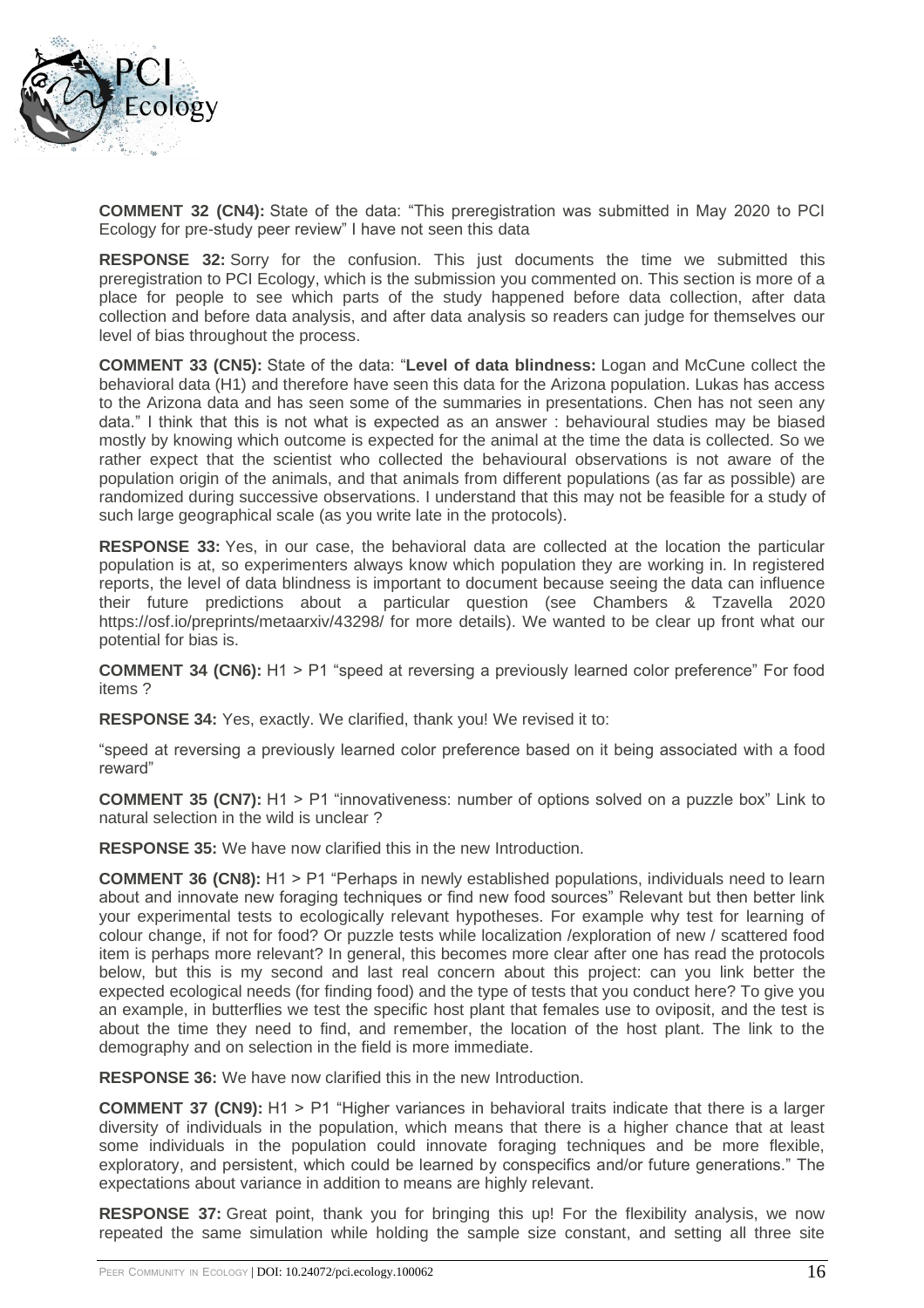**COMMENT 32 (CN4):** State of the data: "This preregistration was submitted in May 2020 to PCI Ecology for pre-study peer review" I have not seen this data

**RESPONSE 32:** Sorry for the confusion. This just documents the time we submitted this preregistration to PCI Ecology, which is the submission you commented on. This section is more of a place for people to see which parts of the study happened before data collection, after data collection and before data analysis, and after data analysis so readers can judge for themselves our level of bias throughout the process.

**COMMENT 33 (CN5):** State of the data: "**Level of data blindness:** Logan and McCune collect the behavioral data (H1) and therefore have seen this data for the Arizona population. Lukas has access to the Arizona data and has seen some of the summaries in presentations. Chen has not seen any data." I think that this is not what is expected as an answer : behavioural studies may be biased mostly by knowing which outcome is expected for the animal at the time the data is collected. So we rather expect that the scientist who collected the behavioural observations is not aware of the population origin of the animals, and that animals from different populations (as far as possible) are randomized during successive observations. I understand that this may not be feasible for a study of such large geographical scale (as you write late in the protocols).

**RESPONSE 33:** Yes, in our case, the behavioral data are collected at the location the particular population is at, so experimenters always know which population they are working in. In registered reports, the level of data blindness is important to document because seeing the data can influence their future predictions about a particular question (see Chambers & Tzavella 2020 https://osf.io/preprints/metaarxiv/43298/ for more details). We wanted to be clear up front what our potential for bias is.

**COMMENT 34 (CN6):** H1 > P1 "speed at reversing a previously learned color preference" For food items ?

**RESPONSE 34:** Yes, exactly. We clarified, thank you! We revised it to:

"speed at reversing a previously learned color preference based on it being associated with a food reward"

**COMMENT 35 (CN7):** H1 > P1 "innovativeness: number of options solved on a puzzle box" Link to natural selection in the wild is unclear ?

**RESPONSE 35:** We have now clarified this in the new Introduction.

**COMMENT 36 (CN8):** H1 > P1 "Perhaps in newly established populations, individuals need to learn about and innovate new foraging techniques or find new food sources" Relevant but then better link your experimental tests to ecologically relevant hypotheses. For example why test for learning of colour change, if not for food? Or puzzle tests while localization /exploration of new / scattered food item is perhaps more relevant? In general, this becomes more clear after one has read the protocols below, but this is my second and last real concern about this project: can you link better the expected ecological needs (for finding food) and the type of tests that you conduct here? To give you an example, in butterflies we test the specific host plant that females use to oviposit, and the test is about the time they need to find, and remember, the location of the host plant. The link to the demography and on selection in the field is more immediate.

**RESPONSE 36:** We have now clarified this in the new Introduction.

**COMMENT 37 (CN9):** H1 > P1 "Higher variances in behavioral traits indicate that there is a larger diversity of individuals in the population, which means that there is a higher chance that at least some individuals in the population could innovate foraging techniques and be more flexible, exploratory, and persistent, which could be learned by conspecifics and/or future generations." The expectations about variance in addition to means are highly relevant.

**RESPONSE 37:** Great point, thank you for bringing this up! For the flexibility analysis, we now repeated the same simulation while holding the sample size constant, and setting all three site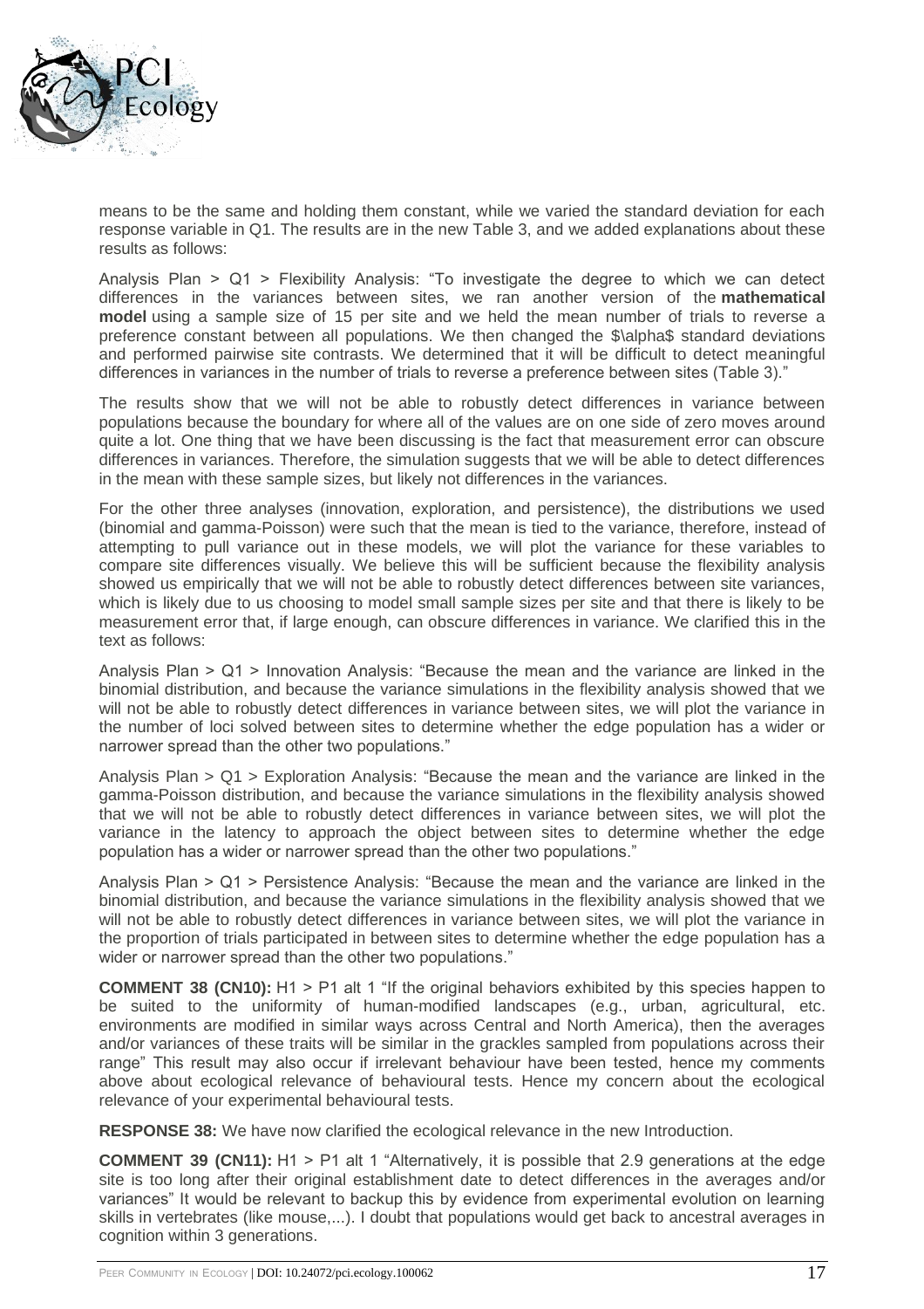means to be the same and holding them constant, while we varied the standard deviation for each response variable in Q1. The results are in the new Table 3, and we added explanations about these results as follows:

Analysis Plan > Q1 > Flexibility Analysis: "To investigate the degree to which we can detect differences in the variances between sites, we ran another version of the **mathematical model** using a sample size of 15 per site and we held the mean number of trials to reverse a preference constant between all populations. We then changed the \$\alpha\$ standard deviations and performed pairwise site contrasts. We determined that it will be difficult to detect meaningful differences in variances in the number of trials to reverse a preference between sites (Table 3)."

The results show that we will not be able to robustly detect differences in variance between populations because the boundary for where all of the values are on one side of zero moves around quite a lot. One thing that we have been discussing is the fact that measurement error can obscure differences in variances. Therefore, the simulation suggests that we will be able to detect differences in the mean with these sample sizes, but likely not differences in the variances.

For the other three analyses (innovation, exploration, and persistence), the distributions we used (binomial and gamma-Poisson) were such that the mean is tied to the variance, therefore, instead of attempting to pull variance out in these models, we will plot the variance for these variables to compare site differences visually. We believe this will be sufficient because the flexibility analysis showed us empirically that we will not be able to robustly detect differences between site variances, which is likely due to us choosing to model small sample sizes per site and that there is likely to be measurement error that, if large enough, can obscure differences in variance. We clarified this in the text as follows:

Analysis Plan > Q1 > Innovation Analysis: "Because the mean and the variance are linked in the binomial distribution, and because the variance simulations in the flexibility analysis showed that we will not be able to robustly detect differences in variance between sites, we will plot the variance in the number of loci solved between sites to determine whether the edge population has a wider or narrower spread than the other two populations."

Analysis Plan > Q1 > Exploration Analysis: "Because the mean and the variance are linked in the gamma-Poisson distribution, and because the variance simulations in the flexibility analysis showed that we will not be able to robustly detect differences in variance between sites, we will plot the variance in the latency to approach the object between sites to determine whether the edge population has a wider or narrower spread than the other two populations."

Analysis Plan > Q1 > Persistence Analysis: "Because the mean and the variance are linked in the binomial distribution, and because the variance simulations in the flexibility analysis showed that we will not be able to robustly detect differences in variance between sites, we will plot the variance in the proportion of trials participated in between sites to determine whether the edge population has a wider or narrower spread than the other two populations."

**COMMENT 38 (CN10):** H1 > P1 alt 1 "If the original behaviors exhibited by this species happen to be suited to the uniformity of human-modified landscapes (e.g., urban, agricultural, etc. environments are modified in similar ways across Central and North America), then the averages and/or variances of these traits will be similar in the grackles sampled from populations across their range" This result may also occur if irrelevant behaviour have been tested, hence my comments above about ecological relevance of behavioural tests. Hence my concern about the ecological relevance of your experimental behavioural tests.

**RESPONSE 38:** We have now clarified the ecological relevance in the new Introduction.

**COMMENT 39 (CN11):** H1 > P1 alt 1 "Alternatively, it is possible that 2.9 generations at the edge site is too long after their original establishment date to detect differences in the averages and/or variances" It would be relevant to backup this by evidence from experimental evolution on learning skills in vertebrates (like mouse,...). I doubt that populations would get back to ancestral averages in cognition within 3 generations.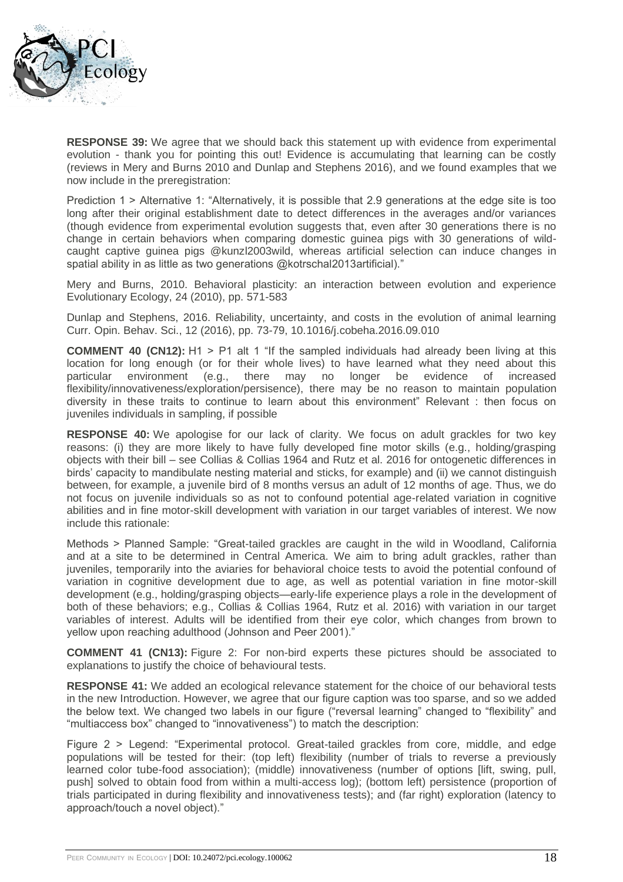**RESPONSE 39:** We agree that we should back this statement up with evidence from experimental evolution - thank you for pointing this out! Evidence is accumulating that learning can be costly (reviews in Mery and Burns 2010 and Dunlap and Stephens 2016), and we found examples that we now include in the preregistration:

Prediction 1 > Alternative 1: "Alternatively, it is possible that 2.9 generations at the edge site is too long after their original establishment date to detect differences in the averages and/or variances (though evidence from experimental evolution suggests that, even after 30 generations there is no change in certain behaviors when comparing domestic guinea pigs with 30 generations of wild-caught captive guinea pigs @kunzl2003wild, whereas artificial selection can induce changes in spatial ability in as little as two generations @kotrschal2013artificial)."

Mery and Burns, 2010. Behavioral plasticity: an interaction between evolution and experience Evolutionary Ecology, 24 (2010), pp. 571-583

Dunlap and Stephens, 2016. Reliability, uncertainty, and costs in the evolution of animal learning Curr. Opin. Behav. Sci., 12 (2016), pp. 73-79, 10.1016/j.cobeha.2016.09.010

**COMMENT 40 (CN12):** H1 > P1 alt 1 "If the sampled individuals had already been living at this location for long enough (or for their whole lives) to have learned what they need about this particular environment (e.g., there may no longer be evidence of increased flexibility/innovativeness/exploration/persisence), there may be no reason to maintain population diversity in these traits to continue to learn about this environment" Relevant : then focus on juveniles individuals in sampling, if possible

**RESPONSE 40:** We apologise for our lack of clarity. We focus on adult grackles for two key reasons: (i) they are more likely to have fully developed fine motor skills (e.g., holding/grasping objects with their bill – see Collias & Collias 1964 and Rutz et al. 2016 for ontogenetic differences in birds' capacity to mandibulate nesting material and sticks, for example) and (ii) we cannot distinguish between, for example, a juvenile bird of 8 months versus an adult of 12 months of age. Thus, we do not focus on juvenile individuals so as not to confound potential age-related variation in cognitive abilities and in fine motor-skill development with variation in our target variables of interest. We now include this rationale:

Methods > Planned Sample: "Great-tailed grackles are caught in the wild in Woodland, California and at a site to be determined in Central America. We aim to bring adult grackles, rather than juveniles, temporarily into the aviaries for behavioral choice tests to avoid the potential confound of variation in cognitive development due to age, as well as potential variation in fine motor-skill development (e.g., holding/grasping objects—early-life experience plays a role in the development of both of these behaviors; e.g., Collias & Collias 1964, Rutz et al. 2016) with variation in our target variables of interest. Adults will be identified from their eye color, which changes from brown to yellow upon reaching adulthood (Johnson and Peer 2001)."

**COMMENT 41 (CN13):** Figure 2: For non-bird experts these pictures should be associated to explanations to justify the choice of behavioural tests.

**RESPONSE 41:** We added an ecological relevance statement for the choice of our behavioral tests in the new Introduction. However, we agree that our figure caption was too sparse, and so we added the below text. We changed two labels in our figure ("reversal learning" changed to "flexibility" and "multiaccess box" changed to "innovativeness") to match the description:

Figure 2 > Legend: "Experimental protocol. Great-tailed grackles from core, middle, and edge populations will be tested for their: (top left) flexibility (number of trials to reverse a previously learned color tube-food association); (middle) innovativeness (number of options [lift, swing, pull, push] solved to obtain food from within a multi-access log); (bottom left) persistence (proportion of trials participated in during flexibility and innovativeness tests); and (far right) exploration (latency to approach/touch a novel object)."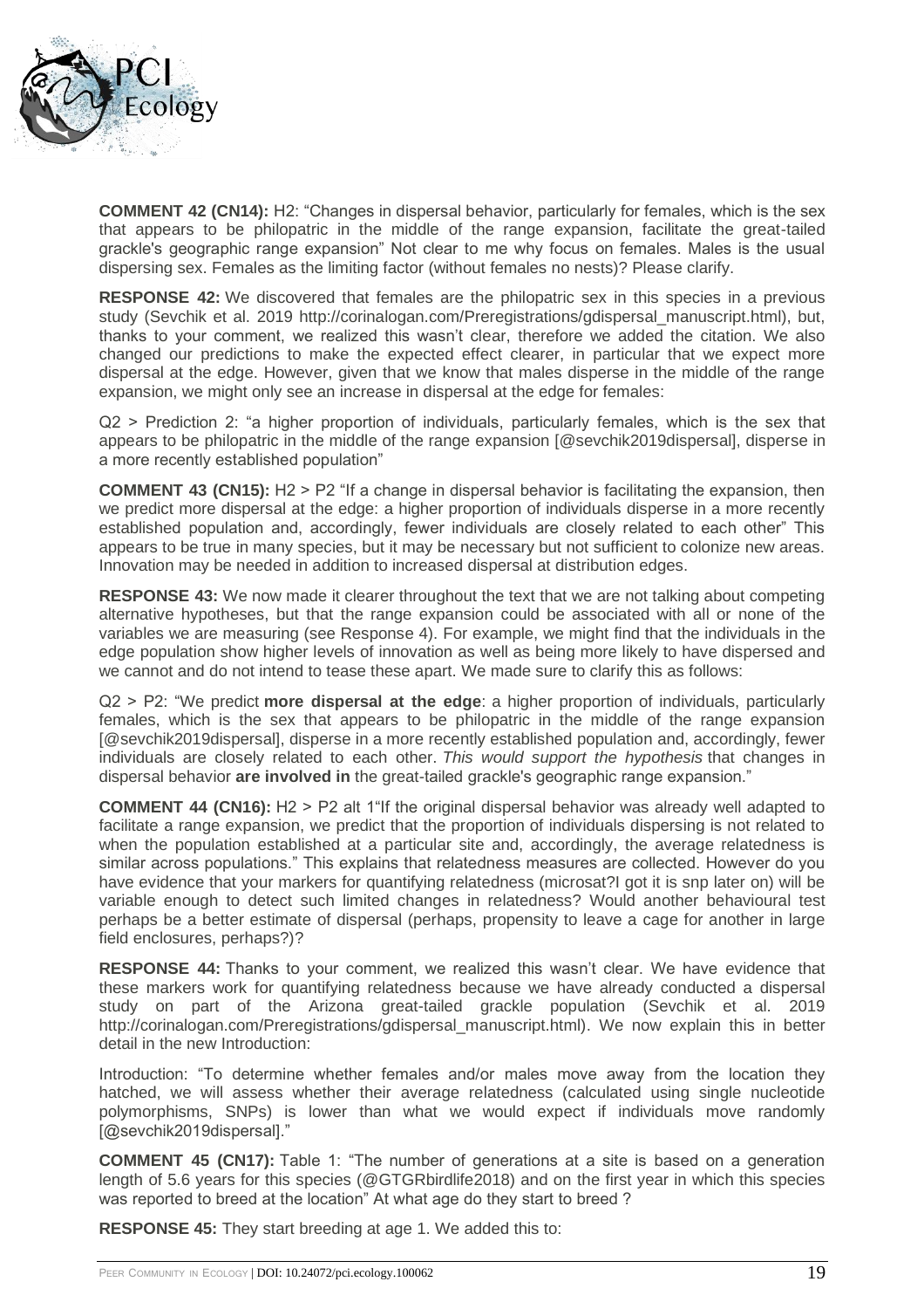**COMMENT 42 (CN14):** H2: "Changes in dispersal behavior, particularly for females, which is the sex that appears to be philopatric in the middle of the range expansion, facilitate the great-tailed grackle's geographic range expansion" Not clear to me why focus on females. Males is the usual dispersing sex. Females as the limiting factor (without females no nests)? Please clarify.

**RESPONSE 42:** We discovered that females are the philopatric sex in this species in a previous study (Sevchik et al. 2019 http://corinalogan.com/Preregistrations/gdispersal_manuscript.html), but, thanks to your comment, we realized this wasn't clear, therefore we added the citation. We also changed our predictions to make the expected effect clearer, in particular that we expect more dispersal at the edge. However, given that we know that males disperse in the middle of the range expansion, we might only see an increase in dispersal at the edge for females:

Q2 > Prediction 2: "a higher proportion of individuals, particularly females, which is the sex that appears to be philopatric in the middle of the range expansion [@sevchik2019dispersal], disperse in a more recently established population"

**COMMENT 43 (CN15):** H2 > P2 "If a change in dispersal behavior is facilitating the expansion, then we predict more dispersal at the edge: a higher proportion of individuals disperse in a more recently established population and, accordingly, fewer individuals are closely related to each other" This appears to be true in many species, but it may be necessary but not sufficient to colonize new areas. Innovation may be needed in addition to increased dispersal at distribution edges.

**RESPONSE 43:** We now made it clearer throughout the text that we are not talking about competing alternative hypotheses, but that the range expansion could be associated with all or none of the variables we are measuring (see Response 4). For example, we might find that the individuals in the edge population show higher levels of innovation as well as being more likely to have dispersed and we cannot and do not intend to tease these apart. We made sure to clarify this as follows:

Q2 > P2: "We predict **more dispersal at the edge**: a higher proportion of individuals, particularly females, which is the sex that appears to be philopatric in the middle of the range expansion [@sevchik2019dispersal], disperse in a more recently established population and, accordingly, fewer individuals are closely related to each other. *This would support the hypothesis* that changes in dispersal behavior **are involved in** the great-tailed grackle's geographic range expansion."

**COMMENT 44 (CN16):** H2 > P2 alt 1"If the original dispersal behavior was already well adapted to facilitate a range expansion, we predict that the proportion of individuals dispersing is not related to when the population established at a particular site and, accordingly, the average relatedness is similar across populations." This explains that relatedness measures are collected. However do you have evidence that your markers for quantifying relatedness (microsat?I got it is snp later on) will be variable enough to detect such limited changes in relatedness? Would another behavioural test perhaps be a better estimate of dispersal (perhaps, propensity to leave a cage for another in large field enclosures, perhaps?)?

**RESPONSE 44:** Thanks to your comment, we realized this wasn't clear. We have evidence that these markers work for quantifying relatedness because we have already conducted a dispersal study on part of the Arizona great-tailed grackle population (Sevchik et al. 2019 http://corinalogan.com/Preregistrations/gdispersal_manuscript.html). We now explain this in better detail in the new Introduction:

Introduction: "To determine whether females and/or males move away from the location they hatched, we will assess whether their average relatedness (calculated using single nucleotide polymorphisms, SNPs) is lower than what we would expect if individuals move randomly [@sevchik2019dispersal]."

**COMMENT 45 (CN17):** Table 1: "The number of generations at a site is based on a generation length of 5.6 years for this species (@GTGRbirdlife2018) and on the first year in which this species was reported to breed at the location" At what age do they start to breed ?

**RESPONSE 45:** They start breeding at age 1. We added this to: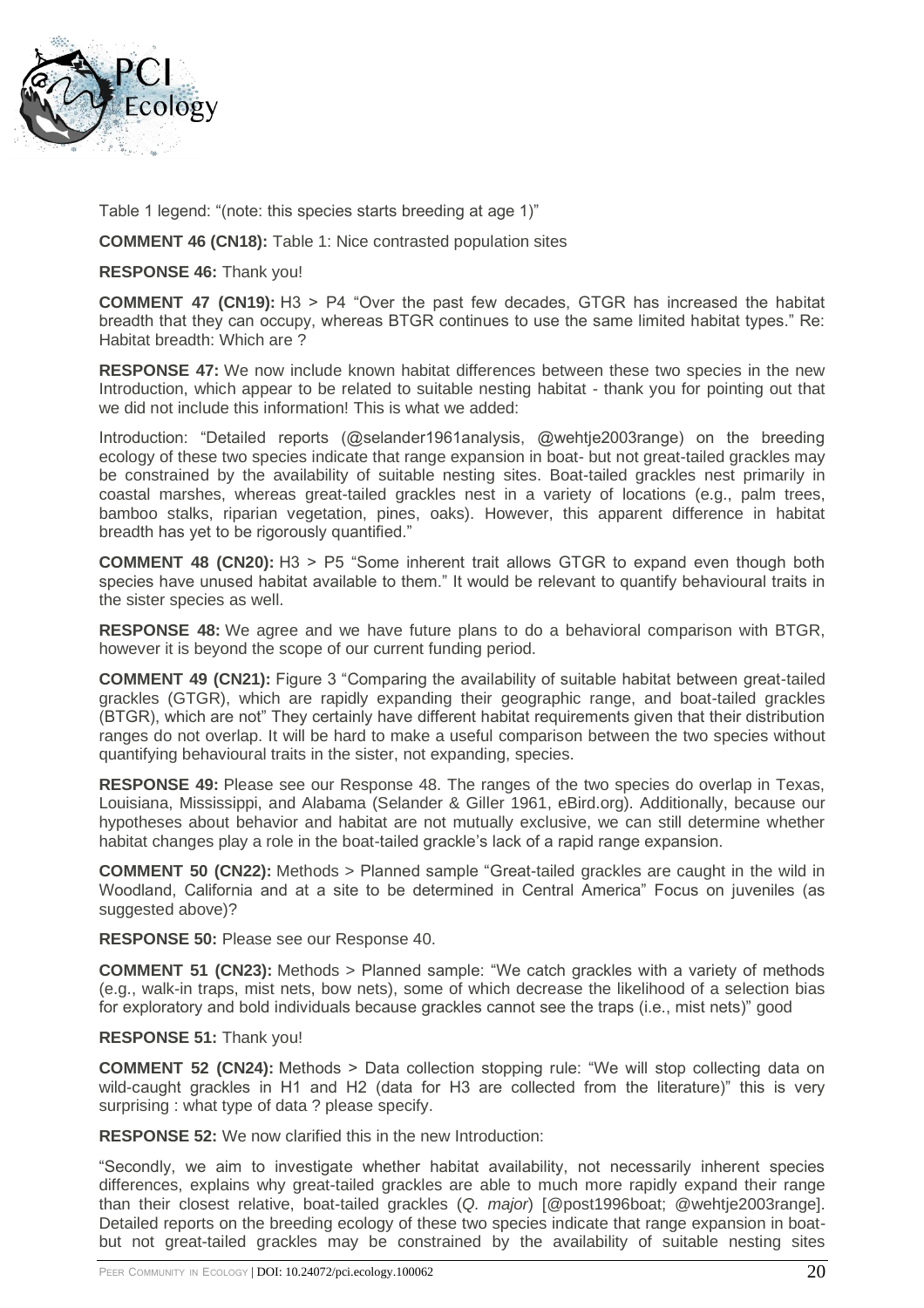Table 1 legend: "(note: this species starts breeding at age 1)"

**COMMENT 46 (CN18):** Table 1: Nice contrasted population sites

**RESPONSE 46:** Thank you!

**COMMENT 47 (CN19):** H3 > P4 "Over the past few decades, GTGR has increased the habitat breadth that they can occupy, whereas BTGR continues to use the same limited habitat types." Re: Habitat breadth: Which are ?

**RESPONSE 47:** We now include known habitat differences between these two species in the new Introduction, which appear to be related to suitable nesting habitat - thank you for pointing out that we did not include this information! This is what we added:

Introduction: "Detailed reports (@selander1961analysis, @wehtje2003range) on the breeding ecology of these two species indicate that range expansion in boat- but not great-tailed grackles may be constrained by the availability of suitable nesting sites. Boat-tailed grackles nest primarily in coastal marshes, whereas great-tailed grackles nest in a variety of locations (e.g., palm trees, bamboo stalks, riparian vegetation, pines, oaks). However, this apparent difference in habitat breadth has yet to be rigorously quantified."

**COMMENT 48 (CN20):** H3 > P5 "Some inherent trait allows GTGR to expand even though both species have unused habitat available to them." It would be relevant to quantify behavioural traits in the sister species as well.

**RESPONSE 48:** We agree and we have future plans to do a behavioral comparison with BTGR, however it is beyond the scope of our current funding period.

**COMMENT 49 (CN21):** Figure 3 "Comparing the availability of suitable habitat between great-tailed grackles (GTGR), which are rapidly expanding their geographic range, and boat-tailed grackles (BTGR), which are not" They certainly have different habitat requirements given that their distribution ranges do not overlap. It will be hard to make a useful comparison between the two species without quantifying behavioural traits in the sister, not expanding, species.

**RESPONSE 49:** Please see our Response 48. The ranges of the two species do overlap in Texas, Louisiana, Mississippi, and Alabama (Selander & Giller 1961, eBird.org). Additionally, because our hypotheses about behavior and habitat are not mutually exclusive, we can still determine whether habitat changes play a role in the boat-tailed grackle's lack of a rapid range expansion.

**COMMENT 50 (CN22):** Methods > Planned sample "Great-tailed grackles are caught in the wild in Woodland, California and at a site to be determined in Central America" Focus on juveniles (as suggested above)?

**RESPONSE 50:** Please see our Response 40.

**COMMENT 51 (CN23):** Methods > Planned sample: "We catch grackles with a variety of methods (e.g., walk-in traps, mist nets, bow nets), some of which decrease the likelihood of a selection bias for exploratory and bold individuals because grackles cannot see the traps (i.e., mist nets)" good

**RESPONSE 51:** Thank you!

**COMMENT 52 (CN24):** Methods > Data collection stopping rule: "We will stop collecting data on wild-caught grackles in H1 and H2 (data for H3 are collected from the literature)" this is very surprising : what type of data ? please specify.

**RESPONSE 52:** We now clarified this in the new Introduction:

"Secondly, we aim to investigate whether habitat availability, not necessarily inherent species differences, explains why great-tailed grackles are able to much more rapidly expand their range than their closest relative, boat-tailed grackles (*Q. major*) [@post1996boat; @wehtje2003range]. Detailed reports on the breeding ecology of these two species indicate that range expansion in boat- but not great-tailed grackles may be constrained by the availability of suitable nesting sites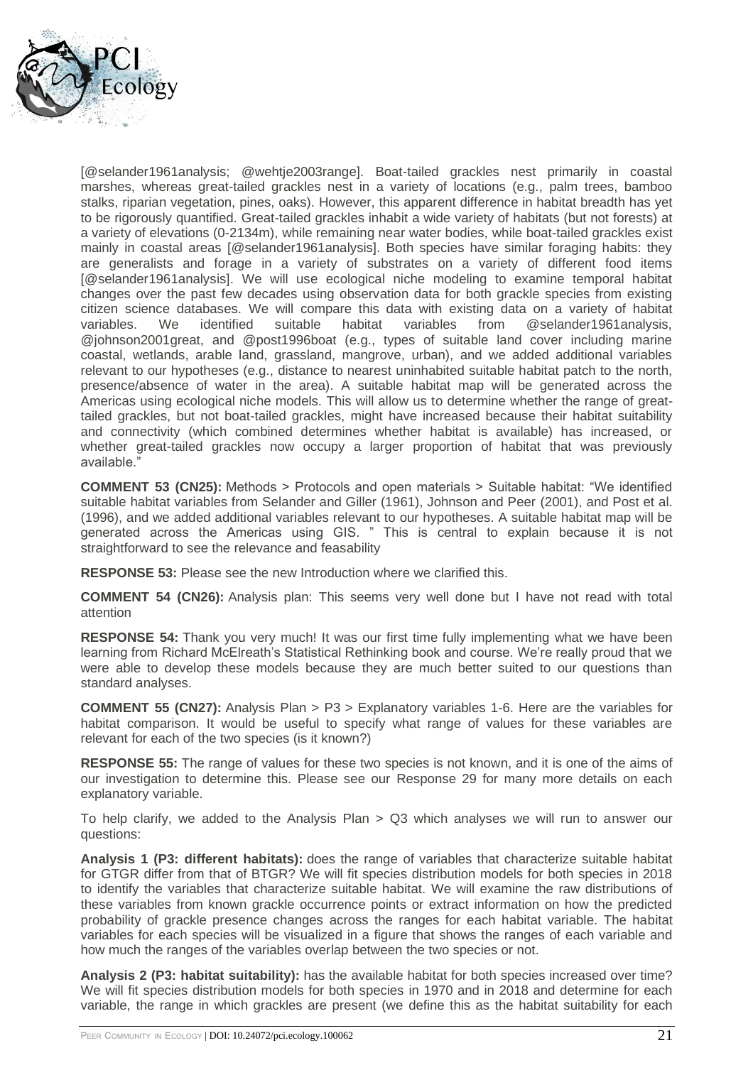[@selander1961analysis; @wehtje2003range]. Boat-tailed grackles nest primarily in coastal marshes, whereas great-tailed grackles nest in a variety of locations (e.g., palm trees, bamboo stalks, riparian vegetation, pines, oaks). However, this apparent difference in habitat breadth has yet to be rigorously quantified. Great-tailed grackles inhabit a wide variety of habitats (but not forests) at a variety of elevations (0-2134m), while remaining near water bodies, while boat-tailed grackles exist mainly in coastal areas [@selander1961analysis]. Both species have similar foraging habits: they are generalists and forage in a variety of substrates on a variety of different food items [@selander1961analysis]. We will use ecological niche modeling to examine temporal habitat changes over the past few decades using observation data for both grackle species from existing citizen science databases. We will compare this data with existing data on a variety of habitat variables. We identified suitable habitat variables from @selander1961analysis, @johnson2001great, and @post1996boat (e.g., types of suitable land cover including marine coastal, wetlands, arable land, grassland, mangrove, urban), and we added additional variables relevant to our hypotheses (e.g., distance to nearest uninhabited suitable habitat patch to the north, presence/absence of water in the area). A suitable habitat map will be generated across the Americas using ecological niche models. This will allow us to determine whether the range of great-tailed grackles, but not boat-tailed grackles, might have increased because their habitat suitability and connectivity (which combined determines whether habitat is available) has increased, or whether great-tailed grackles now occupy a larger proportion of habitat that was previously available."

**COMMENT 53 (CN25):** Methods > Protocols and open materials > Suitable habitat: "We identified suitable habitat variables from Selander and Giller (1961), Johnson and Peer (2001), and Post et al. (1996), and we added additional variables relevant to our hypotheses. A suitable habitat map will be generated across the Americas using GIS. " This is central to explain because it is not straightforward to see the relevance and feasability

**RESPONSE 53:** Please see the new Introduction where we clarified this.

**COMMENT 54 (CN26):** Analysis plan: This seems very well done but I have not read with total attention

**RESPONSE 54:** Thank you very much! It was our first time fully implementing what we have been learning from Richard McElreath's Statistical Rethinking book and course. We're really proud that we were able to develop these models because they are much better suited to our questions than standard analyses.

**COMMENT 55 (CN27):** Analysis Plan > P3 > Explanatory variables 1-6. Here are the variables for habitat comparison. It would be useful to specify what range of values for these variables are relevant for each of the two species (is it known?)

**RESPONSE 55:** The range of values for these two species is not known, and it is one of the aims of our investigation to determine this. Please see our Response 29 for many more details on each explanatory variable.

To help clarify, we added to the Analysis Plan > Q3 which analyses we will run to answer our questions:

**Analysis 1 (P3: different habitats):** does the range of variables that characterize suitable habitat for GTGR differ from that of BTGR? We will fit species distribution models for both species in 2018 to identify the variables that characterize suitable habitat. We will examine the raw distributions of these variables from known grackle occurrence points or extract information on how the predicted probability of grackle presence changes across the ranges for each habitat variable. The habitat variables for each species will be visualized in a figure that shows the ranges of each variable and how much the ranges of the variables overlap between the two species or not.

**Analysis 2 (P3: habitat suitability):** has the available habitat for both species increased over time? We will fit species distribution models for both species in 1970 and in 2018 and determine for each variable, the range in which grackles are present (we define this as the habitat suitability for each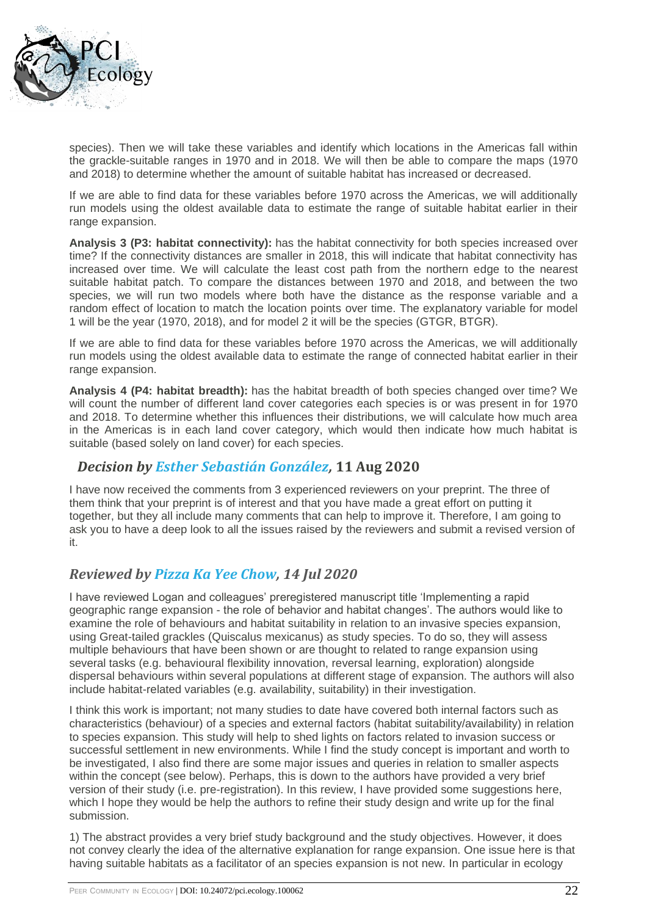species). Then we will take these variables and identify which locations in the Americas fall within the grackle-suitable ranges in 1970 and in 2018. We will then be able to compare the maps (1970 and 2018) to determine whether the amount of suitable habitat has increased or decreased.

If we are able to find data for these variables before 1970 across the Americas, we will additionally run models using the oldest available data to estimate the range of suitable habitat earlier in their range expansion.

**Analysis 3 (P3: habitat connectivity):** has the habitat connectivity for both species increased over time? If the connectivity distances are smaller in 2018, this will indicate that habitat connectivity has increased over time. We will calculate the least cost path from the northern edge to the nearest suitable habitat patch. To compare the distances between 1970 and 2018, and between the two species, we will run two models where both have the distance as the response variable and a random effect of location to match the location points over time. The explanatory variable for model 1 will be the year (1970, 2018), and for model 2 it will be the species (GTGR, BTGR).

If we are able to find data for these variables before 1970 across the Americas, we will additionally run models using the oldest available data to estimate the range of connected habitat earlier in their range expansion.

**Analysis 4 (P4: habitat breadth):** has the habitat breadth of both species changed over time? We will count the number of different land cover categories each species is or was present in for 1970 and 2018. To determine whether this influences their distributions, we will calculate how much area in the Americas is in each land cover category, which would then indicate how much habitat is suitable (based solely on land cover) for each species.

## *Decision by Esther Sebastián González*, 11 Aug 2020

I have now received the comments from 3 experienced reviewers on your preprint. The three of them think that your preprint is of interest and that you have made a great effort on putting it together, but they all include many comments that can help to improve it. Therefore, I am going to ask you to have a deep look to all the issues raised by the reviewers and submit a revised version of it.

## *Reviewed by Pizza Ka Yee Chow, 14 Jul 2020*

I have reviewed Logan and colleagues' preregistered manuscript title 'Implementing a rapid geographic range expansion - the role of behavior and habitat changes'. The authors would like to examine the role of behaviours and habitat suitability in relation to an invasive species expansion, using Great-tailed grackles (Quiscalus mexicanus) as study species. To do so, they will assess multiple behaviours that have been shown or are thought to related to range expansion using several tasks (e.g. behavioural flexibility innovation, reversal learning, exploration) alongside dispersal behaviours within several populations at different stage of expansion. The authors will also include habitat-related variables (e.g. availability, suitability) in their investigation.

I think this work is important; not many studies to date have covered both internal factors such as characteristics (behaviour) of a species and external factors (habitat suitability/availability) in relation to species expansion. This study will help to shed lights on factors related to invasion success or successful settlement in new environments. While I find the study concept is important and worth to be investigated, I also find there are some major issues and queries in relation to smaller aspects within the concept (see below). Perhaps, this is down to the authors have provided a very brief version of their study (i.e. pre-registration). In this review, I have provided some suggestions here, which I hope they would be help the authors to refine their study design and write up for the final submission.

1) The abstract provides a very brief study background and the study objectives. However, it does not convey clearly the idea of the alternative explanation for range expansion. One issue here is that having suitable habitats as a facilitator of an species expansion is not new. In particular in ecology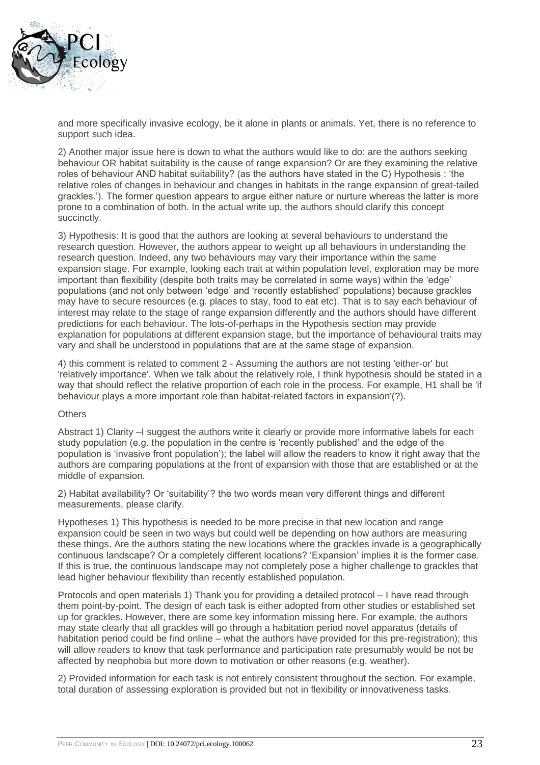and more specifically invasive ecology, be it alone in plants or animals. Yet, there is no reference to support such idea.

2) Another major issue here is down to what the authors would like to do: are the authors seeking behaviour OR habitat suitability is the cause of range expansion? Or are they examining the relative roles of behaviour AND habitat suitability? (as the authors have stated in the C) Hypothesis : 'the relative roles of changes in behaviour and changes in habitats in the range expansion of great-tailed grackles.'). The former question appears to argue either nature or nurture whereas the latter is more prone to a combination of both. In the actual write up, the authors should clarify this concept succinctly.

3) Hypothesis: It is good that the authors are looking at several behaviours to understand the research question. However, the authors appear to weight up all behaviours in understanding the research question. Indeed, any two behaviours may vary their importance within the same expansion stage. For example, looking each trait at within population level, exploration may be more important than flexibility (despite both traits may be correlated in some ways) within the 'edge' populations (and not only between 'edge' and 'recently established' populations) because grackles may have to secure resources (e.g. places to stay, food to eat etc). That is to say each behaviour of interest may relate to the stage of range expansion differently and the authors should have different predictions for each behaviour. The lots-of-perhaps in the Hypothesis section may provide explanation for populations at different expansion stage, but the importance of behavioural traits may vary and shall be understood in populations that are at the same stage of expansion.

4) this comment is related to comment 2 - Assuming the authors are not testing 'either-or' but 'relatively importance'. When we talk about the relatively role, I think hypothesis should be stated in a way that should reflect the relative proportion of each role in the process. For example, H1 shall be 'if behaviour plays a more important role than habitat-related factors in expansion'(?).

Others

Abstract 1) Clarity –I suggest the authors write it clearly or provide more informative labels for each study population (e.g. the population in the centre is 'recently published' and the edge of the population is 'invasive front population'); the label will allow the readers to know it right away that the authors are comparing populations at the front of expansion with those that are established or at the middle of expansion.

2) Habitat availability? Or 'suitability'? the two words mean very different things and different measurements, please clarify.

Hypotheses 1) This hypothesis is needed to be more precise in that new location and range expansion could be seen in two ways but could well be depending on how authors are measuring these things. Are the authors stating the new locations where the grackles invade is a geographically continuous landscape? Or a completely different locations? 'Expansion' implies it is the former case. If this is true, the continuous landscape may not completely pose a higher challenge to grackles that lead higher behaviour flexibility than recently established population.

Protocols and open materials 1) Thank you for providing a detailed protocol – I have read through them point-by-point. The design of each task is either adopted from other studies or established set up for grackles. However, there are some key information missing here. For example, the authors may state clearly that all grackles will go through a habitation period novel apparatus (details of habitation period could be find online – what the authors have provided for this pre-registration); this will allow readers to know that task performance and participation rate presumably would be not be affected by neophobia but more down to motivation or other reasons (e.g. weather).

2) Provided information for each task is not entirely consistent throughout the section. For example, total duration of assessing exploration is provided but not in flexibility or innovativeness tasks.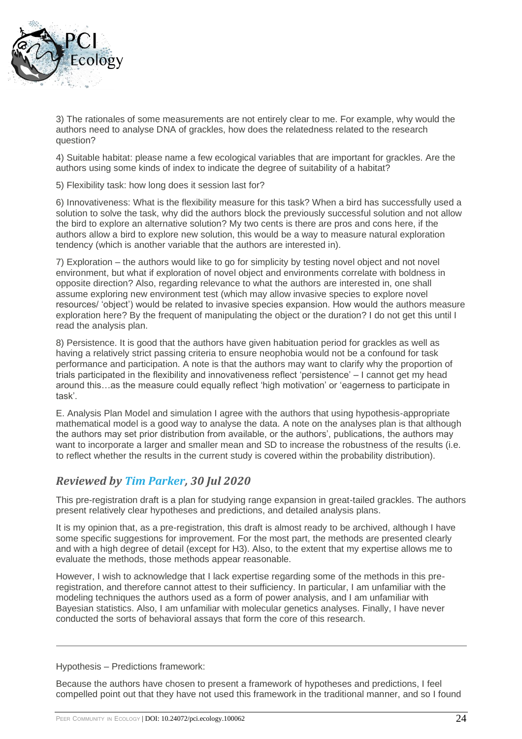3) The rationales of some measurements are not entirely clear to me. For example, why would the authors need to analyse DNA of grackles, how does the relatedness related to the research question?

4) Suitable habitat: please name a few ecological variables that are important for grackles. Are the authors using some kinds of index to indicate the degree of suitability of a habitat?

5) Flexibility task: how long does it session last for?

6) Innovativeness: What is the flexibility measure for this task? When a bird has successfully used a solution to solve the task, why did the authors block the previously successful solution and not allow the bird to explore an alternative solution? My two cents is there are pros and cons here, if the authors allow a bird to explore new solution, this would be a way to measure natural exploration tendency (which is another variable that the authors are interested in).

7) Exploration – the authors would like to go for simplicity by testing novel object and not novel environment, but what if exploration of novel object and environments correlate with boldness in opposite direction? Also, regarding relevance to what the authors are interested in, one shall assume exploring new environment test (which may allow invasive species to explore novel resources/ 'object') would be related to invasive species expansion. How would the authors measure exploration here? By the frequent of manipulating the object or the duration? I do not get this until I read the analysis plan.

8) Persistence. It is good that the authors have given habituation period for grackles as well as having a relatively strict passing criteria to ensure neophobia would not be a confound for task performance and participation. A note is that the authors may want to clarify why the proportion of trials participated in the flexibility and innovativeness reflect 'persistence' – I cannot get my head around this…as the measure could equally reflect 'high motivation' or 'eagerness to participate in task'.

E. Analysis Plan Model and simulation I agree with the authors that using hypothesis-appropriate mathematical model is a good way to analyse the data. A note on the analyses plan is that although the authors may set prior distribution from available, or the authors', publications, the authors may want to incorporate a larger and smaller mean and SD to increase the robustness of the results (i.e. to reflect whether the results in the current study is covered within the probability distribution).

## *Reviewed by Tim Parker, 30 Jul 2020*

This pre-registration draft is a plan for studying range expansion in great-tailed grackles. The authors present relatively clear hypotheses and predictions, and detailed analysis plans.

It is my opinion that, as a pre-registration, this draft is almost ready to be archived, although I have some specific suggestions for improvement. For the most part, the methods are presented clearly and with a high degree of detail (except for H3). Also, to the extent that my expertise allows me to evaluate the methods, those methods appear reasonable.

However, I wish to acknowledge that I lack expertise regarding some of the methods in this pre-registration, and therefore cannot attest to their sufficiency. In particular, I am unfamiliar with the modeling techniques the authors used as a form of power analysis, and I am unfamiliar with Bayesian statistics. Also, I am unfamiliar with molecular genetics analyses. Finally, I have never conducted the sorts of behavioral assays that form the core of this research.

---

Hypothesis – Predictions framework:

Because the authors have chosen to present a framework of hypotheses and predictions, I feel compelled point out that they have not used this framework in the traditional manner, and so I found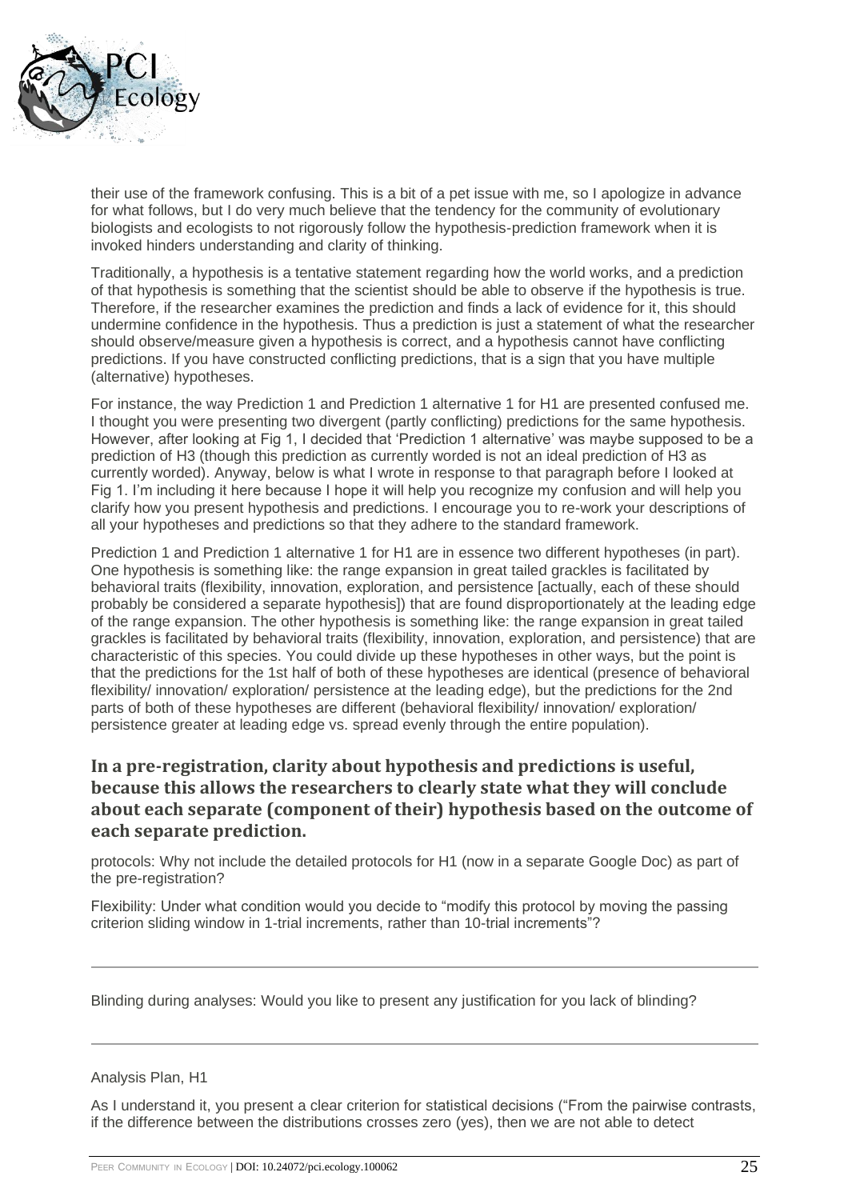their use of the framework confusing. This is a bit of a pet issue with me, so I apologize in advance for what follows, but I do very much believe that the tendency for the community of evolutionary biologists and ecologists to not rigorously follow the hypothesis-prediction framework when it is invoked hinders understanding and clarity of thinking.

Traditionally, a hypothesis is a tentative statement regarding how the world works, and a prediction of that hypothesis is something that the scientist should be able to observe if the hypothesis is true. Therefore, if the researcher examines the prediction and finds a lack of evidence for it, this should undermine confidence in the hypothesis. Thus a prediction is just a statement of what the researcher should observe/measure given a hypothesis is correct, and a hypothesis cannot have conflicting predictions. If you have constructed conflicting predictions, that is a sign that you have multiple (alternative) hypotheses.

For instance, the way Prediction 1 and Prediction 1 alternative 1 for H1 are presented confused me. I thought you were presenting two divergent (partly conflicting) predictions for the same hypothesis. However, after looking at Fig 1, I decided that 'Prediction 1 alternative' was maybe supposed to be a prediction of H3 (though this prediction as currently worded is not an ideal prediction of H3 as currently worded). Anyway, below is what I wrote in response to that paragraph before I looked at Fig 1. I'm including it here because I hope it will help you recognize my confusion and will help you clarify how you present hypothesis and predictions. I encourage you to re-work your descriptions of all your hypotheses and predictions so that they adhere to the standard framework.

Prediction 1 and Prediction 1 alternative 1 for H1 are in essence two different hypotheses (in part). One hypothesis is something like: the range expansion in great tailed grackles is facilitated by behavioral traits (flexibility, innovation, exploration, and persistence [actually, each of these should probably be considered a separate hypothesis]) that are found disproportionately at the leading edge of the range expansion. The other hypothesis is something like: the range expansion in great tailed grackles is facilitated by behavioral traits (flexibility, innovation, exploration, and persistence) that are characteristic of this species. You could divide up these hypotheses in other ways, but the point is that the predictions for the 1st half of both of these hypotheses are identical (presence of behavioral flexibility/ innovation/ exploration/ persistence at the leading edge), but the predictions for the 2nd parts of both of these hypotheses are different (behavioral flexibility/ innovation/ exploration/ persistence greater at leading edge vs. spread evenly through the entire population).

**In a pre-registration, clarity about hypothesis and predictions is useful, because this allows the researchers to clearly state what they will conclude about each separate (component of their) hypothesis based on the outcome of each separate prediction.**

protocols: Why not include the detailed protocols for H1 (now in a separate Google Doc) as part of the pre-registration?

Flexibility: Under what condition would you decide to "modify this protocol by moving the passing criterion sliding window in 1-trial increments, rather than 10-trial increments"?

---

Blinding during analyses: Would you like to present any justification for you lack of blinding?

---

Analysis Plan, H1

As I understand it, you present a clear criterion for statistical decisions ("From the pairwise contrasts, if the difference between the distributions crosses zero (yes), then we are not able to detect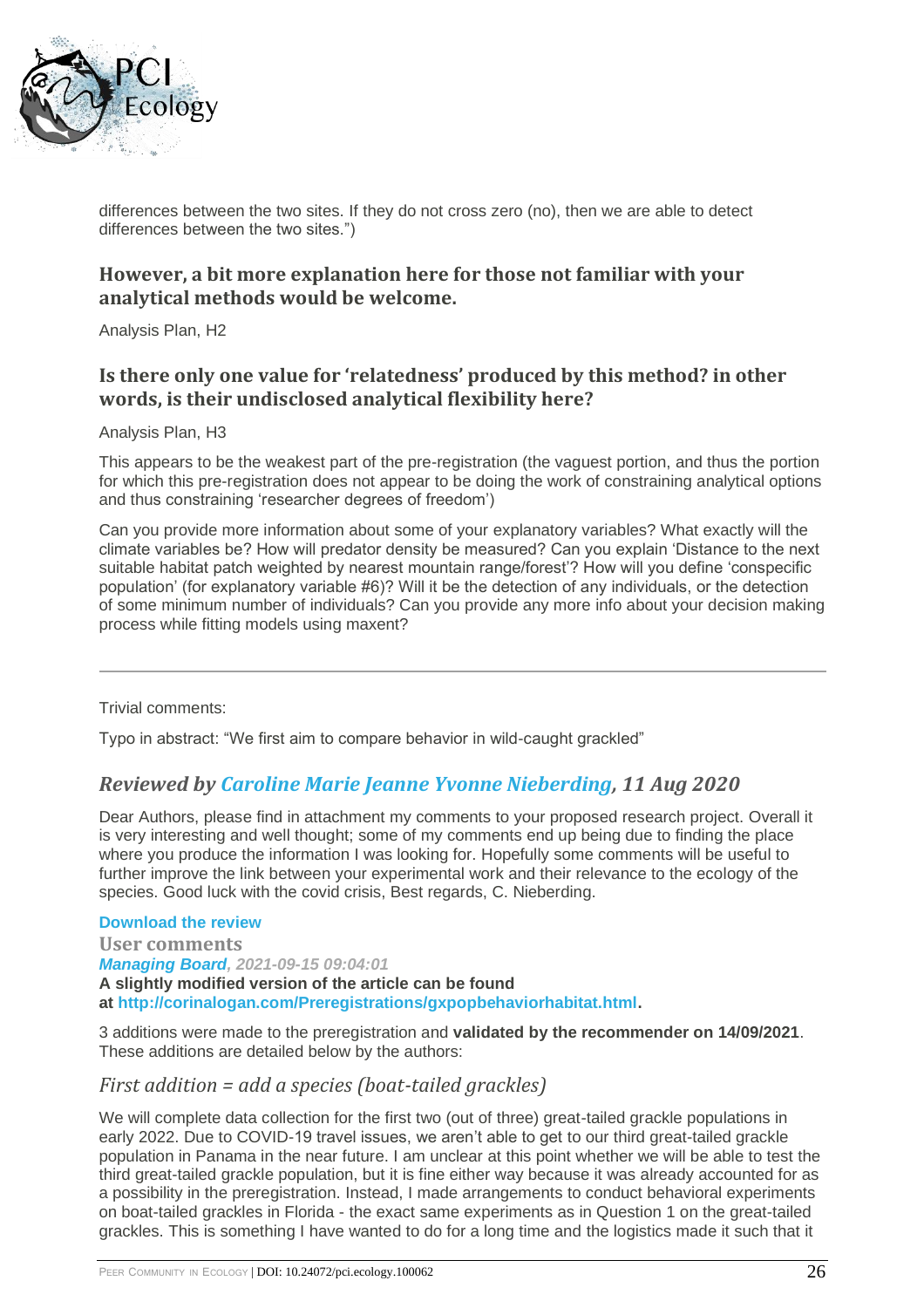differences between the two sites. If they do not cross zero (no), then we are able to detect differences between the two sites.")

### However, a bit more explanation here for those not familiar with your analytical methods would be welcome.

Analysis Plan, H2

### Is there only one value for 'relatedness' produced by this method? in other words, is their undisclosed analytical flexibility here?

Analysis Plan, H3

This appears to be the weakest part of the pre-registration (the vaguest portion, and thus the portion for which this pre-registration does not appear to be doing the work of constraining analytical options and thus constraining 'researcher degrees of freedom')

Can you provide more information about some of your explanatory variables? What exactly will the climate variables be? How will predator density be measured? Can you explain 'Distance to the next suitable habitat patch weighted by nearest mountain range/forest'? How will you define 'conspecific population' (for explanatory variable #6)? Will it be the detection of any individuals, or the detection of some minimum number of individuals? Can you provide any more info about your decision making process while fitting models using maxent?

---

Trivial comments:

Typo in abstract: "We first aim to compare behavior in wild-caught grackled"

## *Reviewed by Caroline Marie Jeanne Yvonne Nieberding, 11 Aug 2020*

Dear Authors, please find in attachment my comments to your proposed research project. Overall it is very interesting and well thought; some of my comments end up being due to finding the place where you produce the information I was looking for. Hopefully some comments will be useful to further improve the link between your experimental work and their relevance to the ecology of the species. Good luck with the covid crisis, Best regards, C. Nieberding.

**Download the review**

**User comments**

***Managing Board*, *2021-09-15 09:04:01***

**A slightly modified version of the article can be found at http://corinalogan.com/Preregistrations/gxpopbehaviorhabitat.html.**

3 additions were made to the preregistration and **validated by the recommender on 14/09/2021**. These additions are detailed below by the authors:

### *First addition = add a species (boat-tailed grackles)*

We will complete data collection for the first two (out of three) great-tailed grackle populations in early 2022. Due to COVID-19 travel issues, we aren't able to get to our third great-tailed grackle population in Panama in the near future. I am unclear at this point whether we will be able to test the third great-tailed grackle population, but it is fine either way because it was already accounted for as a possibility in the preregistration. Instead, I made arrangements to conduct behavioral experiments on boat-tailed grackles in Florida - the exact same experiments as in Question 1 on the great-tailed grackles. This is something I have wanted to do for a long time and the logistics made it such that it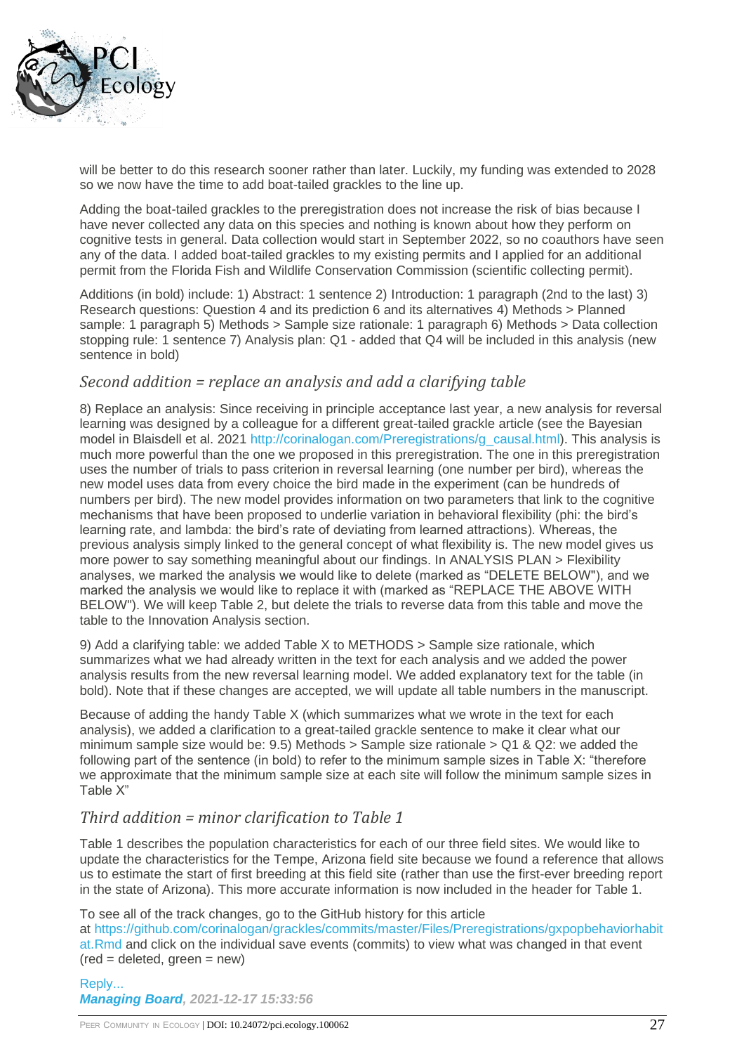will be better to do this research sooner rather than later. Luckily, my funding was extended to 2028 so we now have the time to add boat-tailed grackles to the line up.

Adding the boat-tailed grackles to the preregistration does not increase the risk of bias because I have never collected any data on this species and nothing is known about how they perform on cognitive tests in general. Data collection would start in September 2022, so no coauthors have seen any of the data. I added boat-tailed grackles to my existing permits and I applied for an additional permit from the Florida Fish and Wildlife Conservation Commission (scientific collecting permit).

Additions (in bold) include: 1) Abstract: 1 sentence 2) Introduction: 1 paragraph (2nd to the last) 3) Research questions: Question 4 and its prediction 6 and its alternatives 4) Methods > Planned sample: 1 paragraph 5) Methods > Sample size rationale: 1 paragraph 6) Methods > Data collection stopping rule: 1 sentence 7) Analysis plan: Q1 - added that Q4 will be included in this analysis (new sentence in bold)

### *Second addition = replace an analysis and add a clarifying table*

8) Replace an analysis: Since receiving in principle acceptance last year, a new analysis for reversal learning was designed by a colleague for a different great-tailed grackle article (see the Bayesian model in Blaisdell et al. 2021 http://corinalogan.com/Preregistrations/g_causal.html). This analysis is much more powerful than the one we proposed in this preregistration. The one in this preregistration uses the number of trials to pass criterion in reversal learning (one number per bird), whereas the new model uses data from every choice the bird made in the experiment (can be hundreds of numbers per bird). The new model provides information on two parameters that link to the cognitive mechanisms that have been proposed to underlie variation in behavioral flexibility (phi: the bird's learning rate, and lambda: the bird's rate of deviating from learned attractions). Whereas, the previous analysis simply linked to the general concept of what flexibility is. The new model gives us more power to say something meaningful about our findings. In ANALYSIS PLAN > Flexibility analyses, we marked the analysis we would like to delete (marked as "DELETE BELOW"), and we marked the analysis we would like to replace it with (marked as "REPLACE THE ABOVE WITH BELOW"). We will keep Table 2, but delete the trials to reverse data from this table and move the table to the Innovation Analysis section.

9) Add a clarifying table: we added Table X to METHODS > Sample size rationale, which summarizes what we had already written in the text for each analysis and we added the power analysis results from the new reversal learning model. We added explanatory text for the table (in bold). Note that if these changes are accepted, we will update all table numbers in the manuscript.

Because of adding the handy Table X (which summarizes what we wrote in the text for each analysis), we added a clarification to a great-tailed grackle sentence to make it clear what our minimum sample size would be: 9.5) Methods > Sample size rationale > Q1 & Q2: we added the following part of the sentence (in bold) to refer to the minimum sample sizes in Table X: "therefore we approximate that the minimum sample size at each site will follow the minimum sample sizes in Table X"

### *Third addition = minor clarification to Table 1*

Table 1 describes the population characteristics for each of our three field sites. We would like to update the characteristics for the Tempe, Arizona field site because we found a reference that allows us to estimate the start of first breeding at this field site (rather than use the first-ever breeding report in the state of Arizona). This more accurate information is now included in the header for Table 1.

To see all of the track changes, go to the GitHub history for this article at https://github.com/corinalogan/grackles/commits/master/Files/Preregistrations/gxpopbehaviorhabitat.Rmd and click on the individual save events (commits) to view what was changed in that event (red = deleted, green = new)

Reply...
***Managing Board**, 2021-12-17 15:33:56*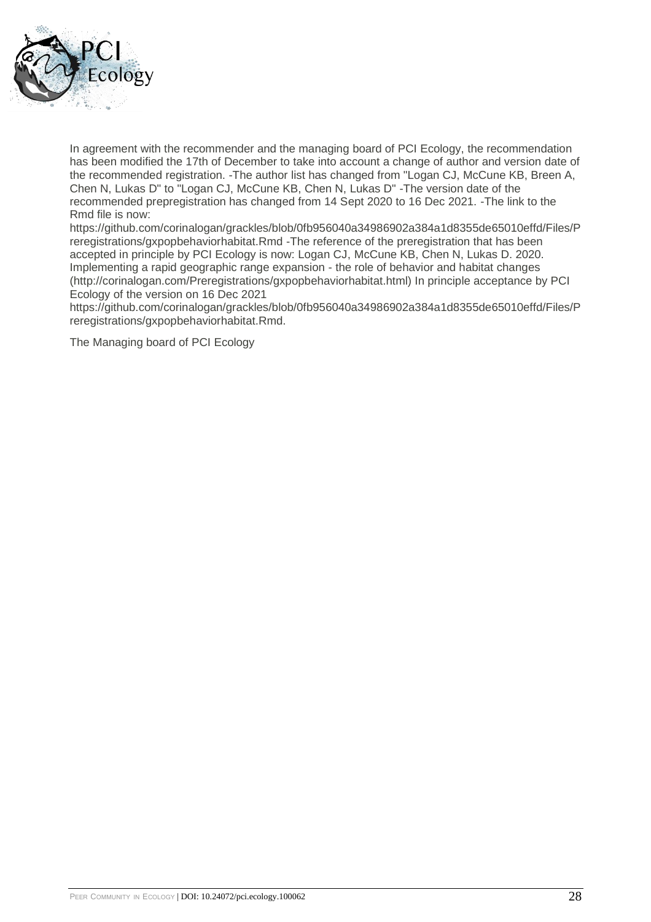In agreement with the recommender and the managing board of PCI Ecology, the recommendation has been modified the 17th of December to take into account a change of author and version date of the recommended registration. -The author list has changed from "Logan CJ, McCune KB, Breen A, Chen N, Lukas D" to "Logan CJ, McCune KB, Chen N, Lukas D" -The version date of the recommended prepregistration has changed from 14 Sept 2020 to 16 Dec 2021. -The link to the Rmd file is now: https://github.com/corinalogan/grackles/blob/0fb956040a34986902a384a1d8355de65010effd/Files/Preregistrations/gxpopbehaviorhabitat.Rmd -The reference of the preregistration that has been accepted in principle by PCI Ecology is now: Logan CJ, McCune KB, Chen N, Lukas D. 2020. Implementing a rapid geographic range expansion - the role of behavior and habitat changes (http://corinalogan.com/Preregistrations/gxpopbehaviorhabitat.html) In principle acceptance by PCI Ecology of the version on 16 Dec 2021 https://github.com/corinalogan/grackles/blob/0fb956040a34986902a384a1d8355de65010effd/Files/Preregistrations/gxpopbehaviorhabitat.Rmd.

The Managing board of PCI Ecology